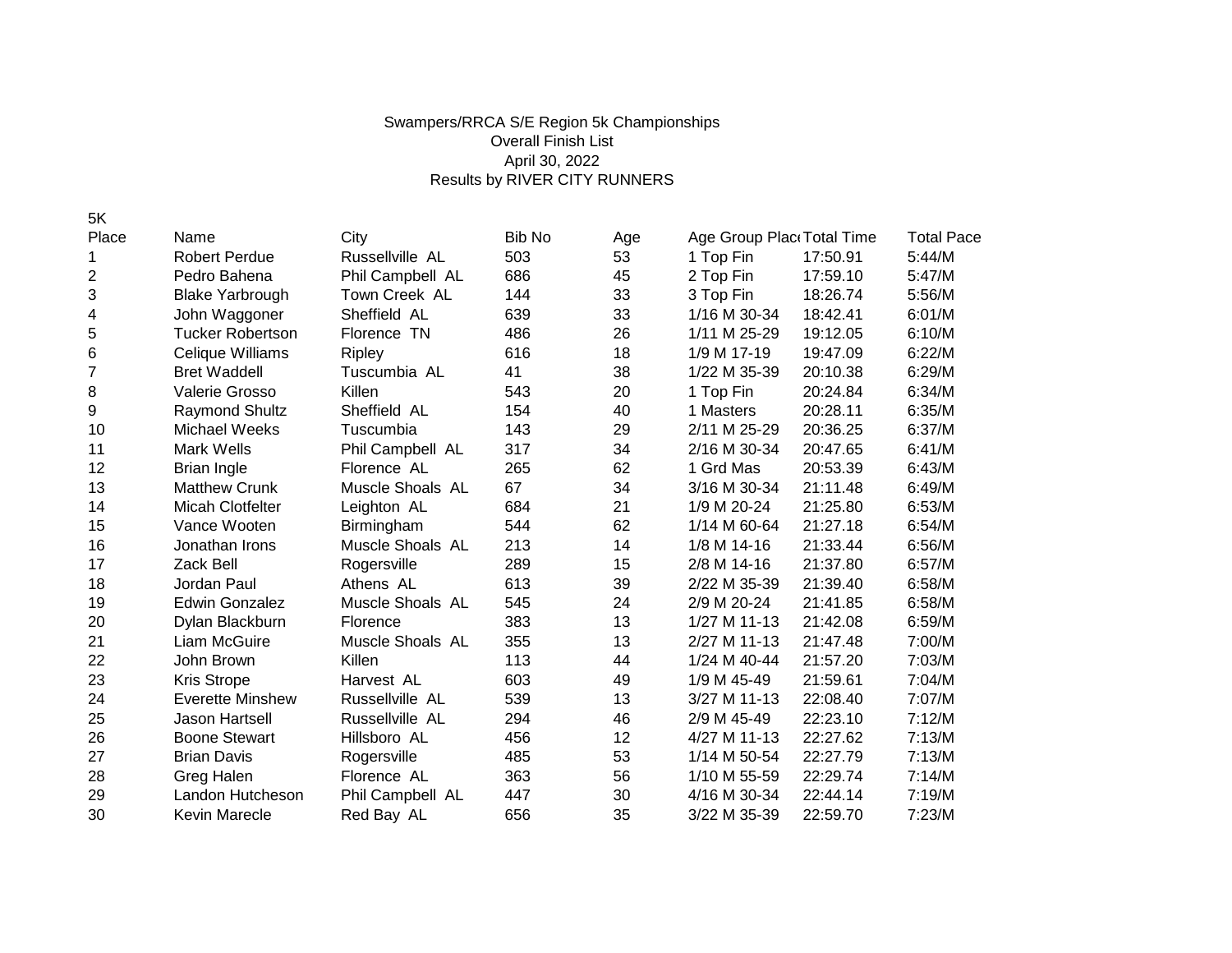Swampers/RRCA S/E Region 5k Championships
Overall Finish List
April 30, 2022
Results by RIVER CITY RUNNERS

5K

| Place | Name | City | Bib No | Age | Age Group Place | Total Time | Total Pace |
|---|---|---|---|---|---|---|---|
| 1 | Robert Perdue | Russellville AL | 503 | 53 | 1 Top Fin | 17:50.91 | 5:44/M |
| 2 | Pedro Bahena | Phil Campbell AL | 686 | 45 | 2 Top Fin | 17:59.10 | 5:47/M |
| 3 | Blake Yarbrough | Town Creek AL | 144 | 33 | 3 Top Fin | 18:26.74 | 5:56/M |
| 4 | John Waggoner | Sheffield AL | 639 | 33 | 1/16 M 30-34 | 18:42.41 | 6:01/M |
| 5 | Tucker Robertson | Florence TN | 486 | 26 | 1/11 M 25-29 | 19:12.05 | 6:10/M |
| 6 | Celique Williams | Ripley | 616 | 18 | 1/9 M 17-19 | 19:47.09 | 6:22/M |
| 7 | Bret Waddell | Tuscumbia AL | 41 | 38 | 1/22 M 35-39 | 20:10.38 | 6:29/M |
| 8 | Valerie Grosso | Killen | 543 | 20 | 1 Top Fin | 20:24.84 | 6:34/M |
| 9 | Raymond Shultz | Sheffield AL | 154 | 40 | 1 Masters | 20:28.11 | 6:35/M |
| 10 | Michael Weeks | Tuscumbia | 143 | 29 | 2/11 M 25-29 | 20:36.25 | 6:37/M |
| 11 | Mark Wells | Phil Campbell AL | 317 | 34 | 2/16 M 30-34 | 20:47.65 | 6:41/M |
| 12 | Brian Ingle | Florence AL | 265 | 62 | 1 Grd Mas | 20:53.39 | 6:43/M |
| 13 | Matthew Crunk | Muscle Shoals AL | 67 | 34 | 3/16 M 30-34 | 21:11.48 | 6:49/M |
| 14 | Micah Clotfelter | Leighton AL | 684 | 21 | 1/9 M 20-24 | 21:25.80 | 6:53/M |
| 15 | Vance Wooten | Birmingham | 544 | 62 | 1/14 M 60-64 | 21:27.18 | 6:54/M |
| 16 | Jonathan Irons | Muscle Shoals AL | 213 | 14 | 1/8 M 14-16 | 21:33.44 | 6:56/M |
| 17 | Zack Bell | Rogersville | 289 | 15 | 2/8 M 14-16 | 21:37.80 | 6:57/M |
| 18 | Jordan Paul | Athens AL | 613 | 39 | 2/22 M 35-39 | 21:39.40 | 6:58/M |
| 19 | Edwin Gonzalez | Muscle Shoals AL | 545 | 24 | 2/9 M 20-24 | 21:41.85 | 6:58/M |
| 20 | Dylan Blackburn | Florence | 383 | 13 | 1/27 M 11-13 | 21:42.08 | 6:59/M |
| 21 | Liam McGuire | Muscle Shoals AL | 355 | 13 | 2/27 M 11-13 | 21:47.48 | 7:00/M |
| 22 | John Brown | Killen | 113 | 44 | 1/24 M 40-44 | 21:57.20 | 7:03/M |
| 23 | Kris Strope | Harvest AL | 603 | 49 | 1/9 M 45-49 | 21:59.61 | 7:04/M |
| 24 | Everette Minshew | Russellville AL | 539 | 13 | 3/27 M 11-13 | 22:08.40 | 7:07/M |
| 25 | Jason Hartsell | Russellville AL | 294 | 46 | 2/9 M 45-49 | 22:23.10 | 7:12/M |
| 26 | Boone Stewart | Hillsboro AL | 456 | 12 | 4/27 M 11-13 | 22:27.62 | 7:13/M |
| 27 | Brian Davis | Rogersville | 485 | 53 | 1/14 M 50-54 | 22:27.79 | 7:13/M |
| 28 | Greg Halen | Florence AL | 363 | 56 | 1/10 M 55-59 | 22:29.74 | 7:14/M |
| 29 | Landon Hutcheson | Phil Campbell AL | 447 | 30 | 4/16 M 30-34 | 22:44.14 | 7:19/M |
| 30 | Kevin Marecle | Red Bay AL | 656 | 35 | 3/22 M 35-39 | 22:59.70 | 7:23/M |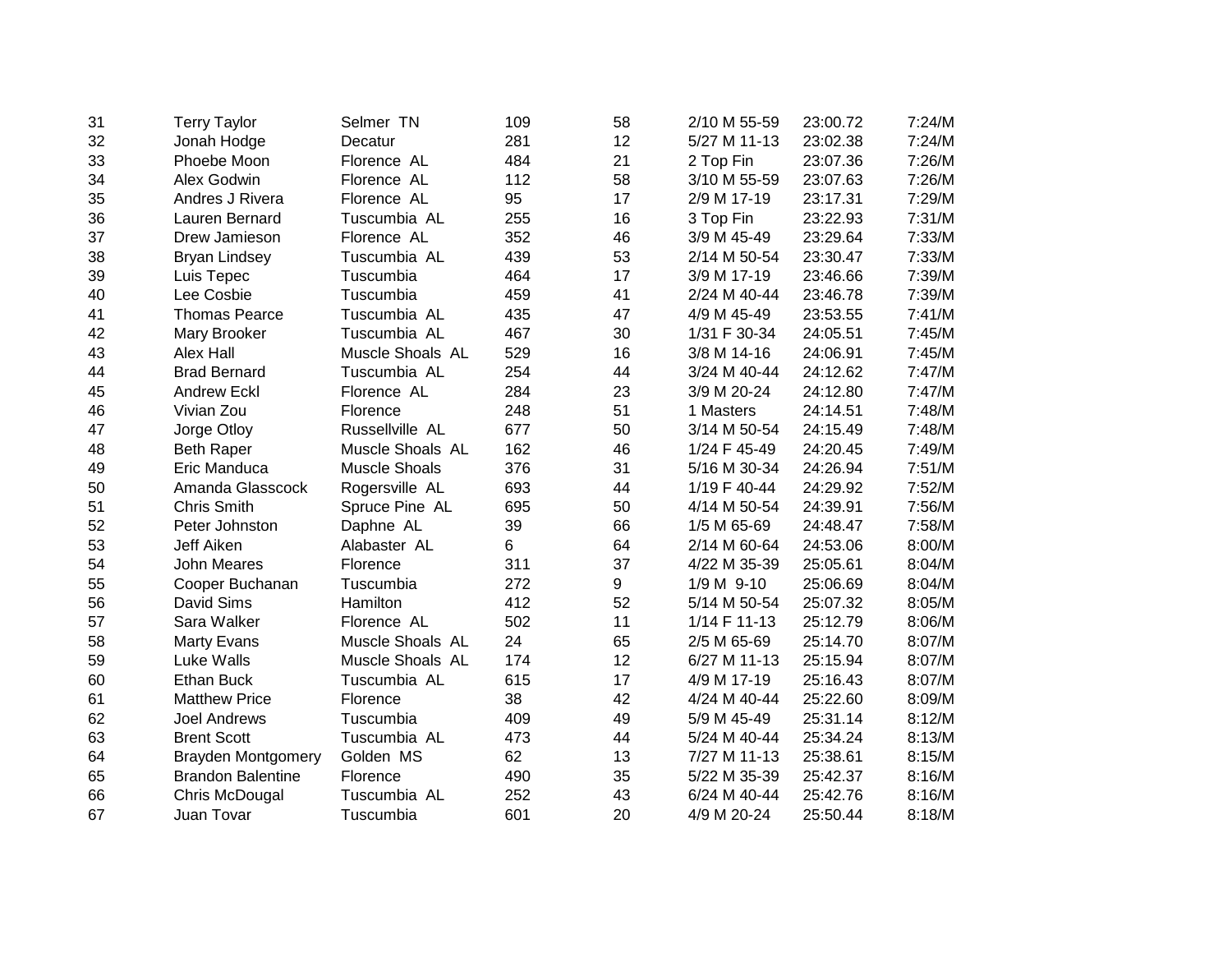| | | | | | | | |
|---|---|---|---|---|---|---|---|
| 31 | Terry Taylor | Selmer TN | 109 | 58 | 2/10 M 55-59 | 23:00.72 | 7:24/M |
| 32 | Jonah Hodge | Decatur | 281 | 12 | 5/27 M 11-13 | 23:02.38 | 7:24/M |
| 33 | Phoebe Moon | Florence AL | 484 | 21 | 2 Top Fin | 23:07.36 | 7:26/M |
| 34 | Alex Godwin | Florence AL | 112 | 58 | 3/10 M 55-59 | 23:07.63 | 7:26/M |
| 35 | Andres J Rivera | Florence AL | 95 | 17 | 2/9 M 17-19 | 23:17.31 | 7:29/M |
| 36 | Lauren Bernard | Tuscumbia AL | 255 | 16 | 3 Top Fin | 23:22.93 | 7:31/M |
| 37 | Drew Jamieson | Florence AL | 352 | 46 | 3/9 M 45-49 | 23:29.64 | 7:33/M |
| 38 | Bryan Lindsey | Tuscumbia AL | 439 | 53 | 2/14 M 50-54 | 23:30.47 | 7:33/M |
| 39 | Luis Tepec | Tuscumbia | 464 | 17 | 3/9 M 17-19 | 23:46.66 | 7:39/M |
| 40 | Lee Cosbie | Tuscumbia | 459 | 41 | 2/24 M 40-44 | 23:46.78 | 7:39/M |
| 41 | Thomas Pearce | Tuscumbia AL | 435 | 47 | 4/9 M 45-49 | 23:53.55 | 7:41/M |
| 42 | Mary Brooker | Tuscumbia AL | 467 | 30 | 1/31 F 30-34 | 24:05.51 | 7:45/M |
| 43 | Alex Hall | Muscle Shoals AL | 529 | 16 | 3/8 M 14-16 | 24:06.91 | 7:45/M |
| 44 | Brad Bernard | Tuscumbia AL | 254 | 44 | 3/24 M 40-44 | 24:12.62 | 7:47/M |
| 45 | Andrew Eckl | Florence AL | 284 | 23 | 3/9 M 20-24 | 24:12.80 | 7:47/M |
| 46 | Vivian Zou | Florence | 248 | 51 | 1 Masters | 24:14.51 | 7:48/M |
| 47 | Jorge Otloy | Russellville AL | 677 | 50 | 3/14 M 50-54 | 24:15.49 | 7:48/M |
| 48 | Beth Raper | Muscle Shoals AL | 162 | 46 | 1/24 F 45-49 | 24:20.45 | 7:49/M |
| 49 | Eric Manduca | Muscle Shoals | 376 | 31 | 5/16 M 30-34 | 24:26.94 | 7:51/M |
| 50 | Amanda Glasscock | Rogersville AL | 693 | 44 | 1/19 F 40-44 | 24:29.92 | 7:52/M |
| 51 | Chris Smith | Spruce Pine AL | 695 | 50 | 4/14 M 50-54 | 24:39.91 | 7:56/M |
| 52 | Peter Johnston | Daphne AL | 39 | 66 | 1/5 M 65-69 | 24:48.47 | 7:58/M |
| 53 | Jeff Aiken | Alabaster AL | 6 | 64 | 2/14 M 60-64 | 24:53.06 | 8:00/M |
| 54 | John Meares | Florence | 311 | 37 | 4/22 M 35-39 | 25:05.61 | 8:04/M |
| 55 | Cooper Buchanan | Tuscumbia | 272 | 9 | 1/9 M 9-10 | 25:06.69 | 8:04/M |
| 56 | David Sims | Hamilton | 412 | 52 | 5/14 M 50-54 | 25:07.32 | 8:05/M |
| 57 | Sara Walker | Florence AL | 502 | 11 | 1/14 F 11-13 | 25:12.79 | 8:06/M |
| 58 | Marty Evans | Muscle Shoals AL | 24 | 65 | 2/5 M 65-69 | 25:14.70 | 8:07/M |
| 59 | Luke Walls | Muscle Shoals AL | 174 | 12 | 6/27 M 11-13 | 25:15.94 | 8:07/M |
| 60 | Ethan Buck | Tuscumbia AL | 615 | 17 | 4/9 M 17-19 | 25:16.43 | 8:07/M |
| 61 | Matthew Price | Florence | 38 | 42 | 4/24 M 40-44 | 25:22.60 | 8:09/M |
| 62 | Joel Andrews | Tuscumbia | 409 | 49 | 5/9 M 45-49 | 25:31.14 | 8:12/M |
| 63 | Brent Scott | Tuscumbia AL | 473 | 44 | 5/24 M 40-44 | 25:34.24 | 8:13/M |
| 64 | Brayden Montgomery | Golden MS | 62 | 13 | 7/27 M 11-13 | 25:38.61 | 8:15/M |
| 65 | Brandon Balentine | Florence | 490 | 35 | 5/22 M 35-39 | 25:42.37 | 8:16/M |
| 66 | Chris McDougal | Tuscumbia AL | 252 | 43 | 6/24 M 40-44 | 25:42.76 | 8:16/M |
| 67 | Juan Tovar | Tuscumbia | 601 | 20 | 4/9 M 20-24 | 25:50.44 | 8:18/M |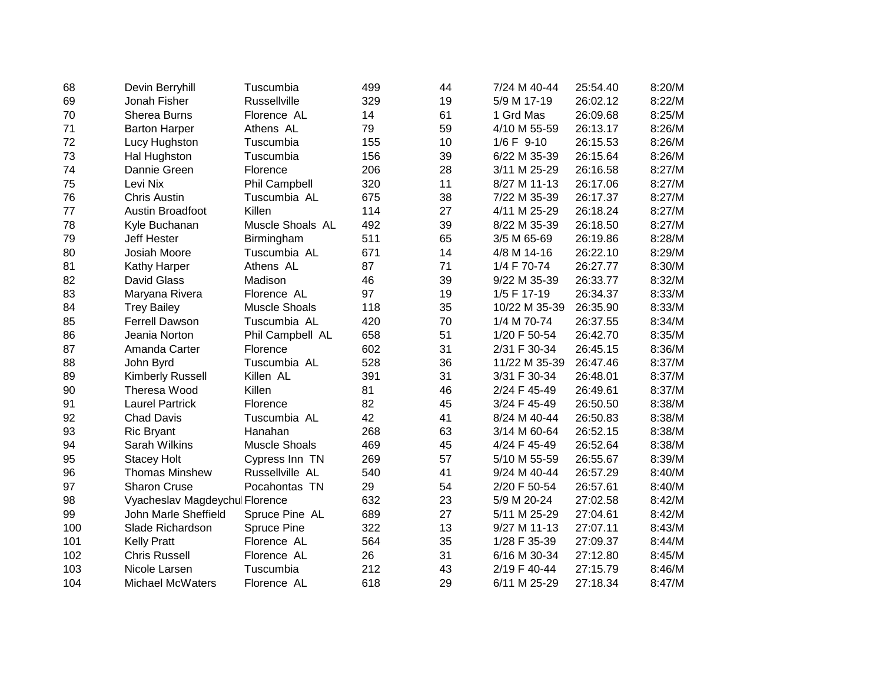| | | | | | | | |
|---|---|---|---|---|---|---|---|
| 68 | Devin Berryhill | Tuscumbia | 499 | 44 | 7/24 M 40-44 | 25:54.40 | 8:20/M |
| 69 | Jonah Fisher | Russellville | 329 | 19 | 5/9 M 17-19 | 26:02.12 | 8:22/M |
| 70 | Sherea Burns | Florence AL | 14 | 61 | 1 Grd Mas | 26:09.68 | 8:25/M |
| 71 | Barton Harper | Athens AL | 79 | 59 | 4/10 M 55-59 | 26:13.17 | 8:26/M |
| 72 | Lucy Hughston | Tuscumbia | 155 | 10 | 1/6 F 9-10 | 26:15.53 | 8:26/M |
| 73 | Hal Hughston | Tuscumbia | 156 | 39 | 6/22 M 35-39 | 26:15.64 | 8:26/M |
| 74 | Dannie Green | Florence | 206 | 28 | 3/11 M 25-29 | 26:16.58 | 8:27/M |
| 75 | Levi Nix | Phil Campbell | 320 | 11 | 8/27 M 11-13 | 26:17.06 | 8:27/M |
| 76 | Chris Austin | Tuscumbia AL | 675 | 38 | 7/22 M 35-39 | 26:17.37 | 8:27/M |
| 77 | Austin Broadfoot | Killen | 114 | 27 | 4/11 M 25-29 | 26:18.24 | 8:27/M |
| 78 | Kyle Buchanan | Muscle Shoals AL | 492 | 39 | 8/22 M 35-39 | 26:18.50 | 8:27/M |
| 79 | Jeff Hester | Birmingham | 511 | 65 | 3/5 M 65-69 | 26:19.86 | 8:28/M |
| 80 | Josiah Moore | Tuscumbia AL | 671 | 14 | 4/8 M 14-16 | 26:22.10 | 8:29/M |
| 81 | Kathy Harper | Athens AL | 87 | 71 | 1/4 F 70-74 | 26:27.77 | 8:30/M |
| 82 | David Glass | Madison | 46 | 39 | 9/22 M 35-39 | 26:33.77 | 8:32/M |
| 83 | Maryana Rivera | Florence AL | 97 | 19 | 1/5 F 17-19 | 26:34.37 | 8:33/M |
| 84 | Trey Bailey | Muscle Shoals | 118 | 35 | 10/22 M 35-39 | 26:35.90 | 8:33/M |
| 85 | Ferrell Dawson | Tuscumbia AL | 420 | 70 | 1/4 M 70-74 | 26:37.55 | 8:34/M |
| 86 | Jeania Norton | Phil Campbell AL | 658 | 51 | 1/20 F 50-54 | 26:42.70 | 8:35/M |
| 87 | Amanda Carter | Florence | 602 | 31 | 2/31 F 30-34 | 26:45.15 | 8:36/M |
| 88 | John Byrd | Tuscumbia AL | 528 | 36 | 11/22 M 35-39 | 26:47.46 | 8:37/M |
| 89 | Kimberly Russell | Killen AL | 391 | 31 | 3/31 F 30-34 | 26:48.01 | 8:37/M |
| 90 | Theresa Wood | Killen | 81 | 46 | 2/24 F 45-49 | 26:49.61 | 8:37/M |
| 91 | Laurel Partrick | Florence | 82 | 45 | 3/24 F 45-49 | 26:50.50 | 8:38/M |
| 92 | Chad Davis | Tuscumbia AL | 42 | 41 | 8/24 M 40-44 | 26:50.83 | 8:38/M |
| 93 | Ric Bryant | Hanahan | 268 | 63 | 3/14 M 60-64 | 26:52.15 | 8:38/M |
| 94 | Sarah Wilkins | Muscle Shoals | 469 | 45 | 4/24 F 45-49 | 26:52.64 | 8:38/M |
| 95 | Stacey Holt | Cypress Inn TN | 269 | 57 | 5/10 M 55-59 | 26:55.67 | 8:39/M |
| 96 | Thomas Minshew | Russellville AL | 540 | 41 | 9/24 M 40-44 | 26:57.29 | 8:40/M |
| 97 | Sharon Cruse | Pocahontas TN | 29 | 54 | 2/20 F 50-54 | 26:57.61 | 8:40/M |
| 98 | Vyacheslav Magdeychul | Florence | 632 | 23 | 5/9 M 20-24 | 27:02.58 | 8:42/M |
| 99 | John Marle Sheffield | Spruce Pine AL | 689 | 27 | 5/11 M 25-29 | 27:04.61 | 8:42/M |
| 100 | Slade Richardson | Spruce Pine | 322 | 13 | 9/27 M 11-13 | 27:07.11 | 8:43/M |
| 101 | Kelly Pratt | Florence AL | 564 | 35 | 1/28 F 35-39 | 27:09.37 | 8:44/M |
| 102 | Chris Russell | Florence AL | 26 | 31 | 6/16 M 30-34 | 27:12.80 | 8:45/M |
| 103 | Nicole Larsen | Tuscumbia | 212 | 43 | 2/19 F 40-44 | 27:15.79 | 8:46/M |
| 104 | Michael McWaters | Florence AL | 618 | 29 | 6/11 M 25-29 | 27:18.34 | 8:47/M |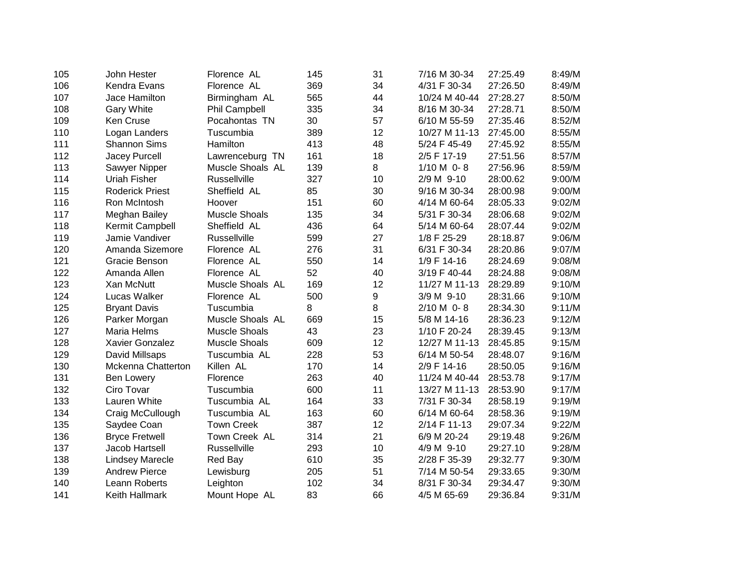| | | | | | | | |
|---|---|---|---|---|---|---|---|
| 105 | John Hester | Florence AL | 145 | 31 | 7/16 M 30-34 | 27:25.49 | 8:49/M |
| 106 | Kendra Evans | Florence AL | 369 | 34 | 4/31 F 30-34 | 27:26.50 | 8:49/M |
| 107 | Jace Hamilton | Birmingham AL | 565 | 44 | 10/24 M 40-44 | 27:28.27 | 8:50/M |
| 108 | Gary White | Phil Campbell | 335 | 34 | 8/16 M 30-34 | 27:28.71 | 8:50/M |
| 109 | Ken Cruse | Pocahontas TN | 30 | 57 | 6/10 M 55-59 | 27:35.46 | 8:52/M |
| 110 | Logan Landers | Tuscumbia | 389 | 12 | 10/27 M 11-13 | 27:45.00 | 8:55/M |
| 111 | Shannon Sims | Hamilton | 413 | 48 | 5/24 F 45-49 | 27:45.92 | 8:55/M |
| 112 | Jacey Purcell | Lawrenceburg TN | 161 | 18 | 2/5 F 17-19 | 27:51.56 | 8:57/M |
| 113 | Sawyer Nipper | Muscle Shoals AL | 139 | 8 | 1/10 M 0- 8 | 27:56.96 | 8:59/M |
| 114 | Uriah Fisher | Russellville | 327 | 10 | 2/9 M 9-10 | 28:00.62 | 9:00/M |
| 115 | Roderick Priest | Sheffield AL | 85 | 30 | 9/16 M 30-34 | 28:00.98 | 9:00/M |
| 116 | Ron McIntosh | Hoover | 151 | 60 | 4/14 M 60-64 | 28:05.33 | 9:02/M |
| 117 | Meghan Bailey | Muscle Shoals | 135 | 34 | 5/31 F 30-34 | 28:06.68 | 9:02/M |
| 118 | Kermit Campbell | Sheffield AL | 436 | 64 | 5/14 M 60-64 | 28:07.44 | 9:02/M |
| 119 | Jamie Vandiver | Russellville | 599 | 27 | 1/8 F 25-29 | 28:18.87 | 9:06/M |
| 120 | Amanda Sizemore | Florence AL | 276 | 31 | 6/31 F 30-34 | 28:20.86 | 9:07/M |
| 121 | Gracie Benson | Florence AL | 550 | 14 | 1/9 F 14-16 | 28:24.69 | 9:08/M |
| 122 | Amanda Allen | Florence AL | 52 | 40 | 3/19 F 40-44 | 28:24.88 | 9:08/M |
| 123 | Xan McNutt | Muscle Shoals AL | 169 | 12 | 11/27 M 11-13 | 28:29.89 | 9:10/M |
| 124 | Lucas Walker | Florence AL | 500 | 9 | 3/9 M 9-10 | 28:31.66 | 9:10/M |
| 125 | Bryant Davis | Tuscumbia | 8 | 8 | 2/10 M 0- 8 | 28:34.30 | 9:11/M |
| 126 | Parker Morgan | Muscle Shoals AL | 669 | 15 | 5/8 M 14-16 | 28:36.23 | 9:12/M |
| 127 | Maria Helms | Muscle Shoals | 43 | 23 | 1/10 F 20-24 | 28:39.45 | 9:13/M |
| 128 | Xavier Gonzalez | Muscle Shoals | 609 | 12 | 12/27 M 11-13 | 28:45.85 | 9:15/M |
| 129 | David Millsaps | Tuscumbia AL | 228 | 53 | 6/14 M 50-54 | 28:48.07 | 9:16/M |
| 130 | Mckenna Chatterton | Killen AL | 170 | 14 | 2/9 F 14-16 | 28:50.05 | 9:16/M |
| 131 | Ben Lowery | Florence | 263 | 40 | 11/24 M 40-44 | 28:53.78 | 9:17/M |
| 132 | Ciro Tovar | Tuscumbia | 600 | 11 | 13/27 M 11-13 | 28:53.90 | 9:17/M |
| 133 | Lauren White | Tuscumbia AL | 164 | 33 | 7/31 F 30-34 | 28:58.19 | 9:19/M |
| 134 | Craig McCullough | Tuscumbia AL | 163 | 60 | 6/14 M 60-64 | 28:58.36 | 9:19/M |
| 135 | Saydee Coan | Town Creek | 387 | 12 | 2/14 F 11-13 | 29:07.34 | 9:22/M |
| 136 | Bryce Fretwell | Town Creek AL | 314 | 21 | 6/9 M 20-24 | 29:19.48 | 9:26/M |
| 137 | Jacob Hartsell | Russellville | 293 | 10 | 4/9 M 9-10 | 29:27.10 | 9:28/M |
| 138 | Lindsey Marecle | Red Bay | 610 | 35 | 2/28 F 35-39 | 29:32.77 | 9:30/M |
| 139 | Andrew Pierce | Lewisburg | 205 | 51 | 7/14 M 50-54 | 29:33.65 | 9:30/M |
| 140 | Leann Roberts | Leighton | 102 | 34 | 8/31 F 30-34 | 29:34.47 | 9:30/M |
| 141 | Keith Hallmark | Mount Hope AL | 83 | 66 | 4/5 M 65-69 | 29:36.84 | 9:31/M |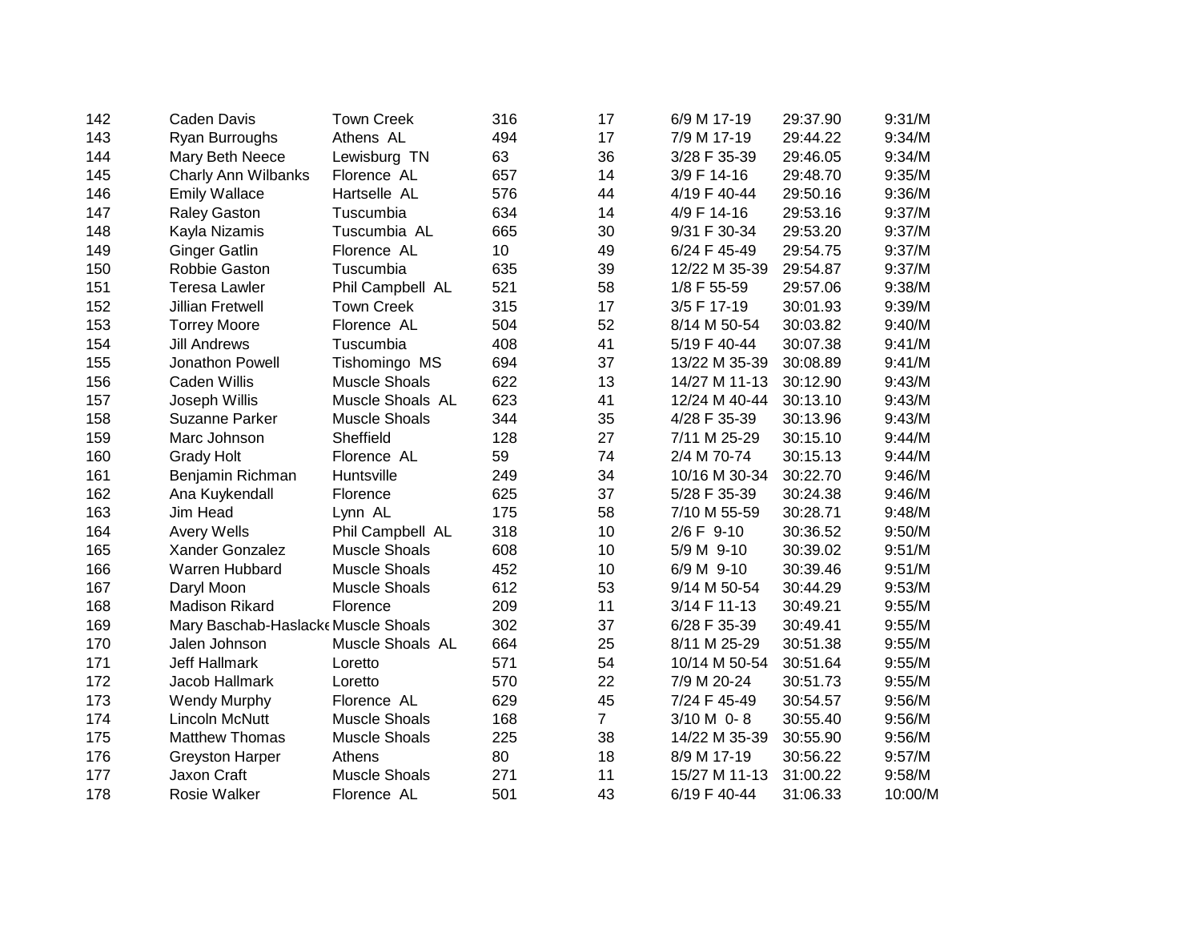| | | | | | | | |
|---|---|---|---|---|---|---|---|
| 142 | Caden Davis | Town Creek | 316 | 17 | 6/9 M 17-19 | 29:37.90 | 9:31/M |
| 143 | Ryan Burroughs | Athens AL | 494 | 17 | 7/9 M 17-19 | 29:44.22 | 9:34/M |
| 144 | Mary Beth Neece | Lewisburg TN | 63 | 36 | 3/28 F 35-39 | 29:46.05 | 9:34/M |
| 145 | Charly Ann Wilbanks | Florence AL | 657 | 14 | 3/9 F 14-16 | 29:48.70 | 9:35/M |
| 146 | Emily Wallace | Hartselle AL | 576 | 44 | 4/19 F 40-44 | 29:50.16 | 9:36/M |
| 147 | Raley Gaston | Tuscumbia | 634 | 14 | 4/9 F 14-16 | 29:53.16 | 9:37/M |
| 148 | Kayla Nizamis | Tuscumbia AL | 665 | 30 | 9/31 F 30-34 | 29:53.20 | 9:37/M |
| 149 | Ginger Gatlin | Florence AL | 10 | 49 | 6/24 F 45-49 | 29:54.75 | 9:37/M |
| 150 | Robbie Gaston | Tuscumbia | 635 | 39 | 12/22 M 35-39 | 29:54.87 | 9:37/M |
| 151 | Teresa Lawler | Phil Campbell AL | 521 | 58 | 1/8 F 55-59 | 29:57.06 | 9:38/M |
| 152 | Jillian Fretwell | Town Creek | 315 | 17 | 3/5 F 17-19 | 30:01.93 | 9:39/M |
| 153 | Torrey Moore | Florence AL | 504 | 52 | 8/14 M 50-54 | 30:03.82 | 9:40/M |
| 154 | Jill Andrews | Tuscumbia | 408 | 41 | 5/19 F 40-44 | 30:07.38 | 9:41/M |
| 155 | Jonathon Powell | Tishomingo MS | 694 | 37 | 13/22 M 35-39 | 30:08.89 | 9:41/M |
| 156 | Caden Willis | Muscle Shoals | 622 | 13 | 14/27 M 11-13 | 30:12.90 | 9:43/M |
| 157 | Joseph Willis | Muscle Shoals AL | 623 | 41 | 12/24 M 40-44 | 30:13.10 | 9:43/M |
| 158 | Suzanne Parker | Muscle Shoals | 344 | 35 | 4/28 F 35-39 | 30:13.96 | 9:43/M |
| 159 | Marc Johnson | Sheffield | 128 | 27 | 7/11 M 25-29 | 30:15.10 | 9:44/M |
| 160 | Grady Holt | Florence AL | 59 | 74 | 2/4 M 70-74 | 30:15.13 | 9:44/M |
| 161 | Benjamin Richman | Huntsville | 249 | 34 | 10/16 M 30-34 | 30:22.70 | 9:46/M |
| 162 | Ana Kuykendall | Florence | 625 | 37 | 5/28 F 35-39 | 30:24.38 | 9:46/M |
| 163 | Jim Head | Lynn AL | 175 | 58 | 7/10 M 55-59 | 30:28.71 | 9:48/M |
| 164 | Avery Wells | Phil Campbell AL | 318 | 10 | 2/6 F 9-10 | 30:36.52 | 9:50/M |
| 165 | Xander Gonzalez | Muscle Shoals | 608 | 10 | 5/9 M 9-10 | 30:39.02 | 9:51/M |
| 166 | Warren Hubbard | Muscle Shoals | 452 | 10 | 6/9 M 9-10 | 30:39.46 | 9:51/M |
| 167 | Daryl Moon | Muscle Shoals | 612 | 53 | 9/14 M 50-54 | 30:44.29 | 9:53/M |
| 168 | Madison Rikard | Florence | 209 | 11 | 3/14 F 11-13 | 30:49.21 | 9:55/M |
| 169 | Mary Baschab-Haslacke | Muscle Shoals | 302 | 37 | 6/28 F 35-39 | 30:49.41 | 9:55/M |
| 170 | Jalen Johnson | Muscle Shoals AL | 664 | 25 | 8/11 M 25-29 | 30:51.38 | 9:55/M |
| 171 | Jeff Hallmark | Loretto | 571 | 54 | 10/14 M 50-54 | 30:51.64 | 9:55/M |
| 172 | Jacob Hallmark | Loretto | 570 | 22 | 7/9 M 20-24 | 30:51.73 | 9:55/M |
| 173 | Wendy Murphy | Florence AL | 629 | 45 | 7/24 F 45-49 | 30:54.57 | 9:56/M |
| 174 | Lincoln McNutt | Muscle Shoals | 168 | 7 | 3/10 M 0- 8 | 30:55.40 | 9:56/M |
| 175 | Matthew Thomas | Muscle Shoals | 225 | 38 | 14/22 M 35-39 | 30:55.90 | 9:56/M |
| 176 | Greyston Harper | Athens | 80 | 18 | 8/9 M 17-19 | 30:56.22 | 9:57/M |
| 177 | Jaxon Craft | Muscle Shoals | 271 | 11 | 15/27 M 11-13 | 31:00.22 | 9:58/M |
| 178 | Rosie Walker | Florence AL | 501 | 43 | 6/19 F 40-44 | 31:06.33 | 10:00/M |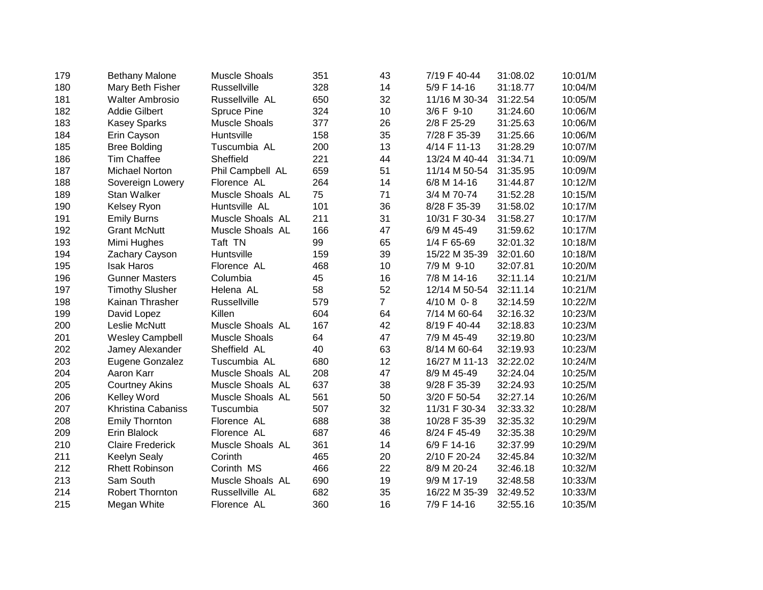| | | | | | | | |
|---|---|---|---|---|---|---|---|
| 179 | Bethany Malone | Muscle Shoals | 351 | 43 | 7/19 F 40-44 | 31:08.02 | 10:01/M |
| 180 | Mary Beth Fisher | Russellville | 328 | 14 | 5/9 F 14-16 | 31:18.77 | 10:04/M |
| 181 | Walter Ambrosio | Russellville AL | 650 | 32 | 11/16 M 30-34 | 31:22.54 | 10:05/M |
| 182 | Addie Gilbert | Spruce Pine | 324 | 10 | 3/6 F 9-10 | 31:24.60 | 10:06/M |
| 183 | Kasey Sparks | Muscle Shoals | 377 | 26 | 2/8 F 25-29 | 31:25.63 | 10:06/M |
| 184 | Erin Cayson | Huntsville | 158 | 35 | 7/28 F 35-39 | 31:25.66 | 10:06/M |
| 185 | Bree Bolding | Tuscumbia AL | 200 | 13 | 4/14 F 11-13 | 31:28.29 | 10:07/M |
| 186 | Tim Chaffee | Sheffield | 221 | 44 | 13/24 M 40-44 | 31:34.71 | 10:09/M |
| 187 | Michael Norton | Phil Campbell AL | 659 | 51 | 11/14 M 50-54 | 31:35.95 | 10:09/M |
| 188 | Sovereign Lowery | Florence AL | 264 | 14 | 6/8 M 14-16 | 31:44.87 | 10:12/M |
| 189 | Stan Walker | Muscle Shoals AL | 75 | 71 | 3/4 M 70-74 | 31:52.28 | 10:15/M |
| 190 | Kelsey Ryon | Huntsville AL | 101 | 36 | 8/28 F 35-39 | 31:58.02 | 10:17/M |
| 191 | Emily Burns | Muscle Shoals AL | 211 | 31 | 10/31 F 30-34 | 31:58.27 | 10:17/M |
| 192 | Grant McNutt | Muscle Shoals AL | 166 | 47 | 6/9 M 45-49 | 31:59.62 | 10:17/M |
| 193 | Mimi Hughes | Taft TN | 99 | 65 | 1/4 F 65-69 | 32:01.32 | 10:18/M |
| 194 | Zachary Cayson | Huntsville | 159 | 39 | 15/22 M 35-39 | 32:01.60 | 10:18/M |
| 195 | Isak Haros | Florence AL | 468 | 10 | 7/9 M 9-10 | 32:07.81 | 10:20/M |
| 196 | Gunner Masters | Columbia | 45 | 16 | 7/8 M 14-16 | 32:11.14 | 10:21/M |
| 197 | Timothy Slusher | Helena AL | 58 | 52 | 12/14 M 50-54 | 32:11.14 | 10:21/M |
| 198 | Kainan Thrasher | Russellville | 579 | 7 | 4/10 M 0- 8 | 32:14.59 | 10:22/M |
| 199 | David Lopez | Killen | 604 | 64 | 7/14 M 60-64 | 32:16.32 | 10:23/M |
| 200 | Leslie McNutt | Muscle Shoals AL | 167 | 42 | 8/19 F 40-44 | 32:18.83 | 10:23/M |
| 201 | Wesley Campbell | Muscle Shoals | 64 | 47 | 7/9 M 45-49 | 32:19.80 | 10:23/M |
| 202 | Jamey Alexander | Sheffield AL | 40 | 63 | 8/14 M 60-64 | 32:19.93 | 10:23/M |
| 203 | Eugene Gonzalez | Tuscumbia AL | 680 | 12 | 16/27 M 11-13 | 32:22.02 | 10:24/M |
| 204 | Aaron Karr | Muscle Shoals AL | 208 | 47 | 8/9 M 45-49 | 32:24.04 | 10:25/M |
| 205 | Courtney Akins | Muscle Shoals AL | 637 | 38 | 9/28 F 35-39 | 32:24.93 | 10:25/M |
| 206 | Kelley Word | Muscle Shoals AL | 561 | 50 | 3/20 F 50-54 | 32:27.14 | 10:26/M |
| 207 | Khristina Cabaniss | Tuscumbia | 507 | 32 | 11/31 F 30-34 | 32:33.32 | 10:28/M |
| 208 | Emily Thornton | Florence AL | 688 | 38 | 10/28 F 35-39 | 32:35.32 | 10:29/M |
| 209 | Erin Blalock | Florence AL | 687 | 46 | 8/24 F 45-49 | 32:35.38 | 10:29/M |
| 210 | Claire Frederick | Muscle Shoals AL | 361 | 14 | 6/9 F 14-16 | 32:37.99 | 10:29/M |
| 211 | Keelyn Sealy | Corinth | 465 | 20 | 2/10 F 20-24 | 32:45.84 | 10:32/M |
| 212 | Rhett Robinson | Corinth MS | 466 | 22 | 8/9 M 20-24 | 32:46.18 | 10:32/M |
| 213 | Sam South | Muscle Shoals AL | 690 | 19 | 9/9 M 17-19 | 32:48.58 | 10:33/M |
| 214 | Robert Thornton | Russellville AL | 682 | 35 | 16/22 M 35-39 | 32:49.52 | 10:33/M |
| 215 | Megan White | Florence AL | 360 | 16 | 7/9 F 14-16 | 32:55.16 | 10:35/M |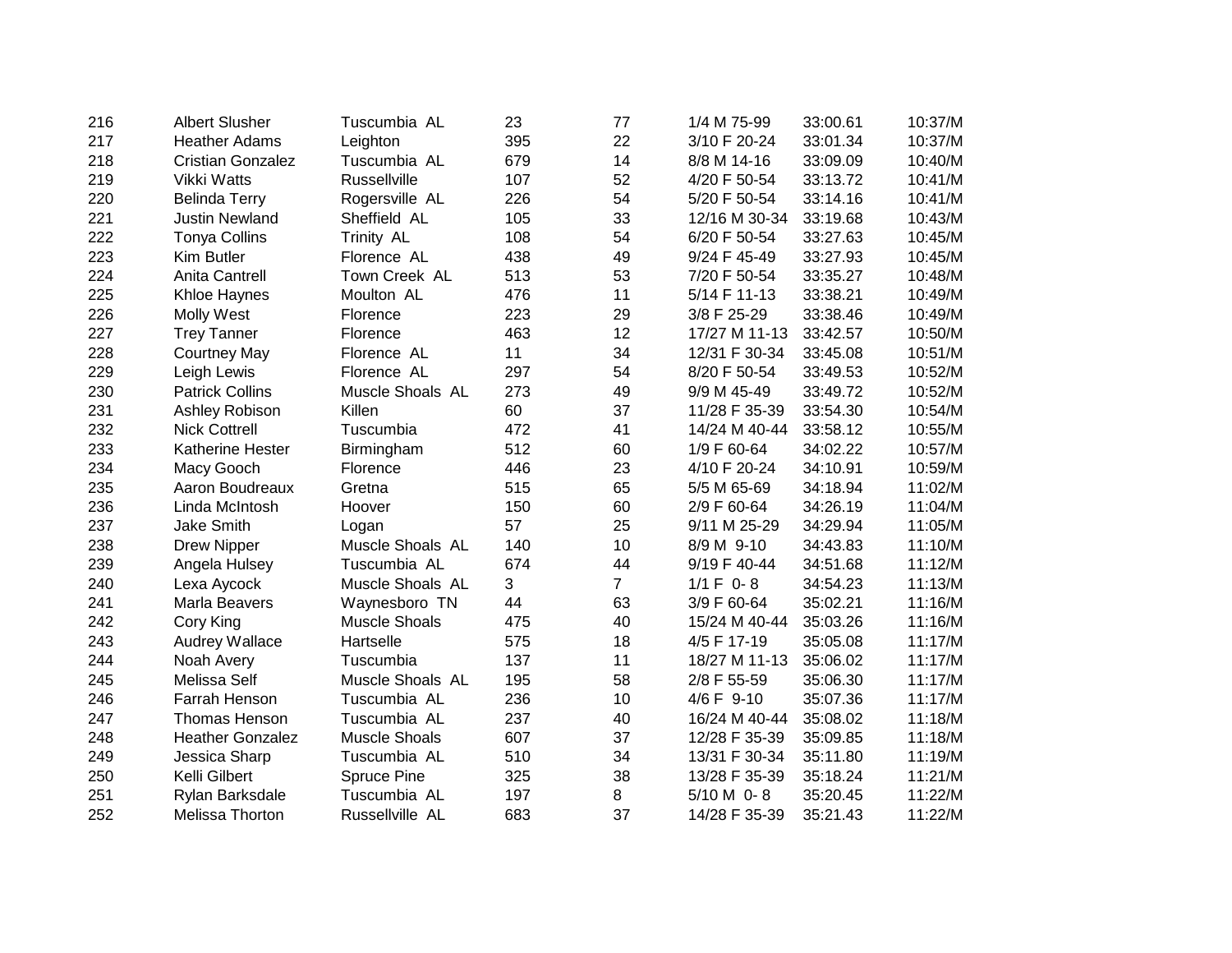| | | | | | | | |
|---|---|---|---|---|---|---|---|
| 216 | Albert Slusher | Tuscumbia AL | 23 | 77 | 1/4 M 75-99 | 33:00.61 | 10:37/M |
| 217 | Heather Adams | Leighton | 395 | 22 | 3/10 F 20-24 | 33:01.34 | 10:37/M |
| 218 | Cristian Gonzalez | Tuscumbia AL | 679 | 14 | 8/8 M 14-16 | 33:09.09 | 10:40/M |
| 219 | Vikki Watts | Russellville | 107 | 52 | 4/20 F 50-54 | 33:13.72 | 10:41/M |
| 220 | Belinda Terry | Rogersville AL | 226 | 54 | 5/20 F 50-54 | 33:14.16 | 10:41/M |
| 221 | Justin Newland | Sheffield AL | 105 | 33 | 12/16 M 30-34 | 33:19.68 | 10:43/M |
| 222 | Tonya Collins | Trinity AL | 108 | 54 | 6/20 F 50-54 | 33:27.63 | 10:45/M |
| 223 | Kim Butler | Florence AL | 438 | 49 | 9/24 F 45-49 | 33:27.93 | 10:45/M |
| 224 | Anita Cantrell | Town Creek AL | 513 | 53 | 7/20 F 50-54 | 33:35.27 | 10:48/M |
| 225 | Khloe Haynes | Moulton AL | 476 | 11 | 5/14 F 11-13 | 33:38.21 | 10:49/M |
| 226 | Molly West | Florence | 223 | 29 | 3/8 F 25-29 | 33:38.46 | 10:49/M |
| 227 | Trey Tanner | Florence | 463 | 12 | 17/27 M 11-13 | 33:42.57 | 10:50/M |
| 228 | Courtney May | Florence AL | 11 | 34 | 12/31 F 30-34 | 33:45.08 | 10:51/M |
| 229 | Leigh Lewis | Florence AL | 297 | 54 | 8/20 F 50-54 | 33:49.53 | 10:52/M |
| 230 | Patrick Collins | Muscle Shoals AL | 273 | 49 | 9/9 M 45-49 | 33:49.72 | 10:52/M |
| 231 | Ashley Robison | Killen | 60 | 37 | 11/28 F 35-39 | 33:54.30 | 10:54/M |
| 232 | Nick Cottrell | Tuscumbia | 472 | 41 | 14/24 M 40-44 | 33:58.12 | 10:55/M |
| 233 | Katherine Hester | Birmingham | 512 | 60 | 1/9 F 60-64 | 34:02.22 | 10:57/M |
| 234 | Macy Gooch | Florence | 446 | 23 | 4/10 F 20-24 | 34:10.91 | 10:59/M |
| 235 | Aaron Boudreaux | Gretna | 515 | 65 | 5/5 M 65-69 | 34:18.94 | 11:02/M |
| 236 | Linda McIntosh | Hoover | 150 | 60 | 2/9 F 60-64 | 34:26.19 | 11:04/M |
| 237 | Jake Smith | Logan | 57 | 25 | 9/11 M 25-29 | 34:29.94 | 11:05/M |
| 238 | Drew Nipper | Muscle Shoals AL | 140 | 10 | 8/9 M 9-10 | 34:43.83 | 11:10/M |
| 239 | Angela Hulsey | Tuscumbia AL | 674 | 44 | 9/19 F 40-44 | 34:51.68 | 11:12/M |
| 240 | Lexa Aycock | Muscle Shoals AL | 3 | 7 | 1/1 F 0-8 | 34:54.23 | 11:13/M |
| 241 | Marla Beavers | Waynesboro TN | 44 | 63 | 3/9 F 60-64 | 35:02.21 | 11:16/M |
| 242 | Cory King | Muscle Shoals | 475 | 40 | 15/24 M 40-44 | 35:03.26 | 11:16/M |
| 243 | Audrey Wallace | Hartselle | 575 | 18 | 4/5 F 17-19 | 35:05.08 | 11:17/M |
| 244 | Noah Avery | Tuscumbia | 137 | 11 | 18/27 M 11-13 | 35:06.02 | 11:17/M |
| 245 | Melissa Self | Muscle Shoals AL | 195 | 58 | 2/8 F 55-59 | 35:06.30 | 11:17/M |
| 246 | Farrah Henson | Tuscumbia AL | 236 | 10 | 4/6 F 9-10 | 35:07.36 | 11:17/M |
| 247 | Thomas Henson | Tuscumbia AL | 237 | 40 | 16/24 M 40-44 | 35:08.02 | 11:18/M |
| 248 | Heather Gonzalez | Muscle Shoals | 607 | 37 | 12/28 F 35-39 | 35:09.85 | 11:18/M |
| 249 | Jessica Sharp | Tuscumbia AL | 510 | 34 | 13/31 F 30-34 | 35:11.80 | 11:19/M |
| 250 | Kelli Gilbert | Spruce Pine | 325 | 38 | 13/28 F 35-39 | 35:18.24 | 11:21/M |
| 251 | Rylan Barksdale | Tuscumbia AL | 197 | 8 | 5/10 M 0-8 | 35:20.45 | 11:22/M |
| 252 | Melissa Thorton | Russellville AL | 683 | 37 | 14/28 F 35-39 | 35:21.43 | 11:22/M |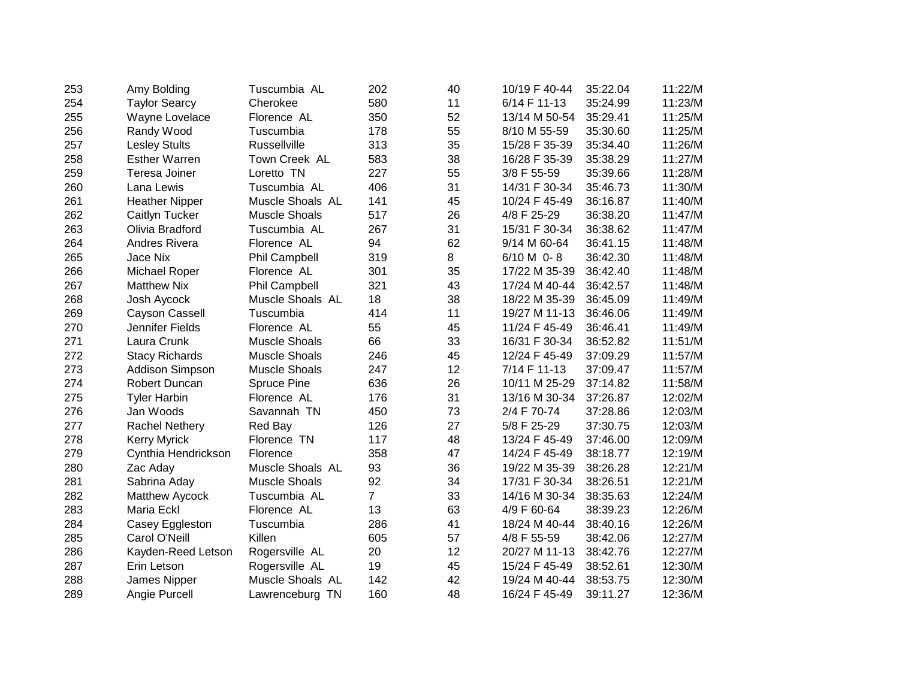| | | | | | | | |
|---|---|---|---|---|---|---|---|
| 253 | Amy Bolding | Tuscumbia AL | 202 | 40 | 10/19 F 40-44 | 35:22.04 | 11:22/M |
| 254 | Taylor Searcy | Cherokee | 580 | 11 | 6/14 F 11-13 | 35:24.99 | 11:23/M |
| 255 | Wayne Lovelace | Florence AL | 350 | 52 | 13/14 M 50-54 | 35:29.41 | 11:25/M |
| 256 | Randy Wood | Tuscumbia | 178 | 55 | 8/10 M 55-59 | 35:30.60 | 11:25/M |
| 257 | Lesley Stults | Russellville | 313 | 35 | 15/28 F 35-39 | 35:34.40 | 11:26/M |
| 258 | Esther Warren | Town Creek AL | 583 | 38 | 16/28 F 35-39 | 35:38.29 | 11:27/M |
| 259 | Teresa Joiner | Loretto TN | 227 | 55 | 3/8 F 55-59 | 35:39.66 | 11:28/M |
| 260 | Lana Lewis | Tuscumbia AL | 406 | 31 | 14/31 F 30-34 | 35:46.73 | 11:30/M |
| 261 | Heather Nipper | Muscle Shoals AL | 141 | 45 | 10/24 F 45-49 | 36:16.87 | 11:40/M |
| 262 | Caitlyn Tucker | Muscle Shoals | 517 | 26 | 4/8 F 25-29 | 36:38.20 | 11:47/M |
| 263 | Olivia Bradford | Tuscumbia AL | 267 | 31 | 15/31 F 30-34 | 36:38.62 | 11:47/M |
| 264 | Andres Rivera | Florence AL | 94 | 62 | 9/14 M 60-64 | 36:41.15 | 11:48/M |
| 265 | Jace Nix | Phil Campbell | 319 | 8 | 6/10 M 0- 8 | 36:42.30 | 11:48/M |
| 266 | Michael Roper | Florence AL | 301 | 35 | 17/22 M 35-39 | 36:42.40 | 11:48/M |
| 267 | Matthew Nix | Phil Campbell | 321 | 43 | 17/24 M 40-44 | 36:42.57 | 11:48/M |
| 268 | Josh Aycock | Muscle Shoals AL | 18 | 38 | 18/22 M 35-39 | 36:45.09 | 11:49/M |
| 269 | Cayson Cassell | Tuscumbia | 414 | 11 | 19/27 M 11-13 | 36:46.06 | 11:49/M |
| 270 | Jennifer Fields | Florence AL | 55 | 45 | 11/24 F 45-49 | 36:46.41 | 11:49/M |
| 271 | Laura Crunk | Muscle Shoals | 66 | 33 | 16/31 F 30-34 | 36:52.82 | 11:51/M |
| 272 | Stacy Richards | Muscle Shoals | 246 | 45 | 12/24 F 45-49 | 37:09.29 | 11:57/M |
| 273 | Addison Simpson | Muscle Shoals | 247 | 12 | 7/14 F 11-13 | 37:09.47 | 11:57/M |
| 274 | Robert Duncan | Spruce Pine | 636 | 26 | 10/11 M 25-29 | 37:14.82 | 11:58/M |
| 275 | Tyler Harbin | Florence AL | 176 | 31 | 13/16 M 30-34 | 37:26.87 | 12:02/M |
| 276 | Jan Woods | Savannah TN | 450 | 73 | 2/4 F 70-74 | 37:28.86 | 12:03/M |
| 277 | Rachel Nethery | Red Bay | 126 | 27 | 5/8 F 25-29 | 37:30.75 | 12:03/M |
| 278 | Kerry Myrick | Florence TN | 117 | 48 | 13/24 F 45-49 | 37:46.00 | 12:09/M |
| 279 | Cynthia Hendrickson | Florence | 358 | 47 | 14/24 F 45-49 | 38:18.77 | 12:19/M |
| 280 | Zac Aday | Muscle Shoals AL | 93 | 36 | 19/22 M 35-39 | 38:26.28 | 12:21/M |
| 281 | Sabrina Aday | Muscle Shoals | 92 | 34 | 17/31 F 30-34 | 38:26.51 | 12:21/M |
| 282 | Matthew Aycock | Tuscumbia AL | 7 | 33 | 14/16 M 30-34 | 38:35.63 | 12:24/M |
| 283 | Maria Eckl | Florence AL | 13 | 63 | 4/9 F 60-64 | 38:39.23 | 12:26/M |
| 284 | Casey Eggleston | Tuscumbia | 286 | 41 | 18/24 M 40-44 | 38:40.16 | 12:26/M |
| 285 | Carol O'Neill | Killen | 605 | 57 | 4/8 F 55-59 | 38:42.06 | 12:27/M |
| 286 | Kayden-Reed Letson | Rogersville AL | 20 | 12 | 20/27 M 11-13 | 38:42.76 | 12:27/M |
| 287 | Erin Letson | Rogersville AL | 19 | 45 | 15/24 F 45-49 | 38:52.61 | 12:30/M |
| 288 | James Nipper | Muscle Shoals AL | 142 | 42 | 19/24 M 40-44 | 38:53.75 | 12:30/M |
| 289 | Angie Purcell | Lawrenceburg TN | 160 | 48 | 16/24 F 45-49 | 39:11.27 | 12:36/M |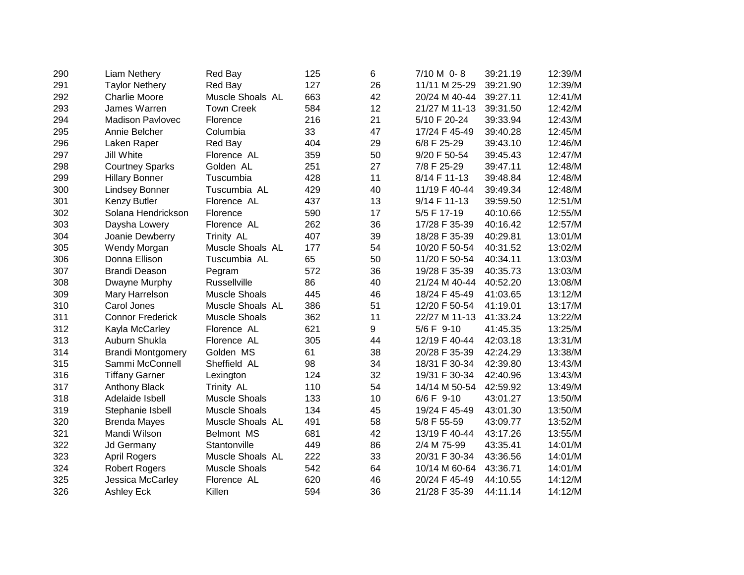| | | | | | | | |
|---|---|---|---|---|---|---|---|
| 290 | Liam Nethery | Red Bay | 125 | 6 | 7/10 M 0- 8 | 39:21.19 | 12:39/M |
| 291 | Taylor Nethery | Red Bay | 127 | 26 | 11/11 M 25-29 | 39:21.90 | 12:39/M |
| 292 | Charlie Moore | Muscle Shoals AL | 663 | 42 | 20/24 M 40-44 | 39:27.11 | 12:41/M |
| 293 | James Warren | Town Creek | 584 | 12 | 21/27 M 11-13 | 39:31.50 | 12:42/M |
| 294 | Madison Pavlovec | Florence | 216 | 21 | 5/10 F 20-24 | 39:33.94 | 12:43/M |
| 295 | Annie Belcher | Columbia | 33 | 47 | 17/24 F 45-49 | 39:40.28 | 12:45/M |
| 296 | Laken Raper | Red Bay | 404 | 29 | 6/8 F 25-29 | 39:43.10 | 12:46/M |
| 297 | Jill White | Florence AL | 359 | 50 | 9/20 F 50-54 | 39:45.43 | 12:47/M |
| 298 | Courtney Sparks | Golden AL | 251 | 27 | 7/8 F 25-29 | 39:47.11 | 12:48/M |
| 299 | Hillary Bonner | Tuscumbia | 428 | 11 | 8/14 F 11-13 | 39:48.84 | 12:48/M |
| 300 | Lindsey Bonner | Tuscumbia AL | 429 | 40 | 11/19 F 40-44 | 39:49.34 | 12:48/M |
| 301 | Kenzy Butler | Florence AL | 437 | 13 | 9/14 F 11-13 | 39:59.50 | 12:51/M |
| 302 | Solana Hendrickson | Florence | 590 | 17 | 5/5 F 17-19 | 40:10.66 | 12:55/M |
| 303 | Daysha Lowery | Florence AL | 262 | 36 | 17/28 F 35-39 | 40:16.42 | 12:57/M |
| 304 | Joanie Dewberry | Trinity AL | 407 | 39 | 18/28 F 35-39 | 40:29.81 | 13:01/M |
| 305 | Wendy Morgan | Muscle Shoals AL | 177 | 54 | 10/20 F 50-54 | 40:31.52 | 13:02/M |
| 306 | Donna Ellison | Tuscumbia AL | 65 | 50 | 11/20 F 50-54 | 40:34.11 | 13:03/M |
| 307 | Brandi Deason | Pegram | 572 | 36 | 19/28 F 35-39 | 40:35.73 | 13:03/M |
| 308 | Dwayne Murphy | Russellville | 86 | 40 | 21/24 M 40-44 | 40:52.20 | 13:08/M |
| 309 | Mary Harrelson | Muscle Shoals | 445 | 46 | 18/24 F 45-49 | 41:03.65 | 13:12/M |
| 310 | Carol Jones | Muscle Shoals AL | 386 | 51 | 12/20 F 50-54 | 41:19.01 | 13:17/M |
| 311 | Connor Frederick | Muscle Shoals | 362 | 11 | 22/27 M 11-13 | 41:33.24 | 13:22/M |
| 312 | Kayla McCarley | Florence AL | 621 | 9 | 5/6 F 9-10 | 41:45.35 | 13:25/M |
| 313 | Auburn Shukla | Florence AL | 305 | 44 | 12/19 F 40-44 | 42:03.18 | 13:31/M |
| 314 | Brandi Montgomery | Golden MS | 61 | 38 | 20/28 F 35-39 | 42:24.29 | 13:38/M |
| 315 | Sammi McConnell | Sheffield AL | 98 | 34 | 18/31 F 30-34 | 42:39.80 | 13:43/M |
| 316 | Tiffany Garner | Lexington | 124 | 32 | 19/31 F 30-34 | 42:40.96 | 13:43/M |
| 317 | Anthony Black | Trinity AL | 110 | 54 | 14/14 M 50-54 | 42:59.92 | 13:49/M |
| 318 | Adelaide Isbell | Muscle Shoals | 133 | 10 | 6/6 F 9-10 | 43:01.27 | 13:50/M |
| 319 | Stephanie Isbell | Muscle Shoals | 134 | 45 | 19/24 F 45-49 | 43:01.30 | 13:50/M |
| 320 | Brenda Mayes | Muscle Shoals AL | 491 | 58 | 5/8 F 55-59 | 43:09.77 | 13:52/M |
| 321 | Mandi Wilson | Belmont MS | 681 | 42 | 13/19 F 40-44 | 43:17.26 | 13:55/M |
| 322 | Jd Germany | Stantonville | 449 | 86 | 2/4 M 75-99 | 43:35.41 | 14:01/M |
| 323 | April Rogers | Muscle Shoals AL | 222 | 33 | 20/31 F 30-34 | 43:36.56 | 14:01/M |
| 324 | Robert Rogers | Muscle Shoals | 542 | 64 | 10/14 M 60-64 | 43:36.71 | 14:01/M |
| 325 | Jessica McCarley | Florence AL | 620 | 46 | 20/24 F 45-49 | 44:10.55 | 14:12/M |
| 326 | Ashley Eck | Killen | 594 | 36 | 21/28 F 35-39 | 44:11.14 | 14:12/M |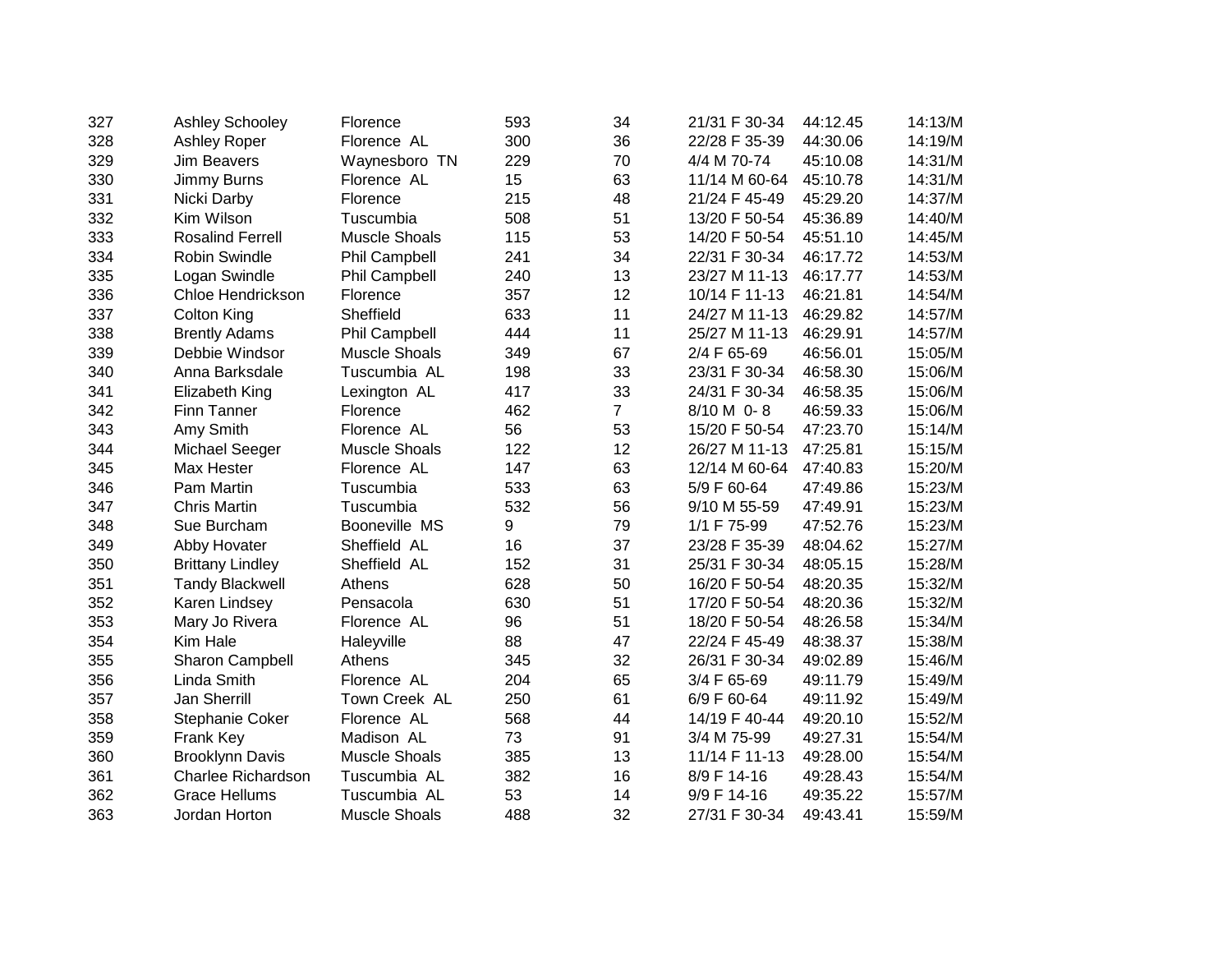| | | | | | | | |
|---|---|---|---|---|---|---|---|
| 327 | Ashley Schooley | Florence | 593 | 34 | 21/31 F 30-34 | 44:12.45 | 14:13/M |
| 328 | Ashley Roper | Florence AL | 300 | 36 | 22/28 F 35-39 | 44:30.06 | 14:19/M |
| 329 | Jim Beavers | Waynesboro TN | 229 | 70 | 4/4 M 70-74 | 45:10.08 | 14:31/M |
| 330 | Jimmy Burns | Florence AL | 15 | 63 | 11/14 M 60-64 | 45:10.78 | 14:31/M |
| 331 | Nicki Darby | Florence | 215 | 48 | 21/24 F 45-49 | 45:29.20 | 14:37/M |
| 332 | Kim Wilson | Tuscumbia | 508 | 51 | 13/20 F 50-54 | 45:36.89 | 14:40/M |
| 333 | Rosalind Ferrell | Muscle Shoals | 115 | 53 | 14/20 F 50-54 | 45:51.10 | 14:45/M |
| 334 | Robin Swindle | Phil Campbell | 241 | 34 | 22/31 F 30-34 | 46:17.72 | 14:53/M |
| 335 | Logan Swindle | Phil Campbell | 240 | 13 | 23/27 M 11-13 | 46:17.77 | 14:53/M |
| 336 | Chloe Hendrickson | Florence | 357 | 12 | 10/14 F 11-13 | 46:21.81 | 14:54/M |
| 337 | Colton King | Sheffield | 633 | 11 | 24/27 M 11-13 | 46:29.82 | 14:57/M |
| 338 | Brently Adams | Phil Campbell | 444 | 11 | 25/27 M 11-13 | 46:29.91 | 14:57/M |
| 339 | Debbie Windsor | Muscle Shoals | 349 | 67 | 2/4 F 65-69 | 46:56.01 | 15:05/M |
| 340 | Anna Barksdale | Tuscumbia AL | 198 | 33 | 23/31 F 30-34 | 46:58.30 | 15:06/M |
| 341 | Elizabeth King | Lexington AL | 417 | 33 | 24/31 F 30-34 | 46:58.35 | 15:06/M |
| 342 | Finn Tanner | Florence | 462 | 7 | 8/10 M 0- 8 | 46:59.33 | 15:06/M |
| 343 | Amy Smith | Florence AL | 56 | 53 | 15/20 F 50-54 | 47:23.70 | 15:14/M |
| 344 | Michael Seeger | Muscle Shoals | 122 | 12 | 26/27 M 11-13 | 47:25.81 | 15:15/M |
| 345 | Max Hester | Florence AL | 147 | 63 | 12/14 M 60-64 | 47:40.83 | 15:20/M |
| 346 | Pam Martin | Tuscumbia | 533 | 63 | 5/9 F 60-64 | 47:49.86 | 15:23/M |
| 347 | Chris Martin | Tuscumbia | 532 | 56 | 9/10 M 55-59 | 47:49.91 | 15:23/M |
| 348 | Sue Burcham | Booneville MS | 9 | 79 | 1/1 F 75-99 | 47:52.76 | 15:23/M |
| 349 | Abby Hovater | Sheffield AL | 16 | 37 | 23/28 F 35-39 | 48:04.62 | 15:27/M |
| 350 | Brittany Lindley | Sheffield AL | 152 | 31 | 25/31 F 30-34 | 48:05.15 | 15:28/M |
| 351 | Tandy Blackwell | Athens | 628 | 50 | 16/20 F 50-54 | 48:20.35 | 15:32/M |
| 352 | Karen Lindsey | Pensacola | 630 | 51 | 17/20 F 50-54 | 48:20.36 | 15:32/M |
| 353 | Mary Jo Rivera | Florence AL | 96 | 51 | 18/20 F 50-54 | 48:26.58 | 15:34/M |
| 354 | Kim Hale | Haleyville | 88 | 47 | 22/24 F 45-49 | 48:38.37 | 15:38/M |
| 355 | Sharon Campbell | Athens | 345 | 32 | 26/31 F 30-34 | 49:02.89 | 15:46/M |
| 356 | Linda Smith | Florence AL | 204 | 65 | 3/4 F 65-69 | 49:11.79 | 15:49/M |
| 357 | Jan Sherrill | Town Creek AL | 250 | 61 | 6/9 F 60-64 | 49:11.92 | 15:49/M |
| 358 | Stephanie Coker | Florence AL | 568 | 44 | 14/19 F 40-44 | 49:20.10 | 15:52/M |
| 359 | Frank Key | Madison AL | 73 | 91 | 3/4 M 75-99 | 49:27.31 | 15:54/M |
| 360 | Brooklynn Davis | Muscle Shoals | 385 | 13 | 11/14 F 11-13 | 49:28.00 | 15:54/M |
| 361 | Charlee Richardson | Tuscumbia AL | 382 | 16 | 8/9 F 14-16 | 49:28.43 | 15:54/M |
| 362 | Grace Hellums | Tuscumbia AL | 53 | 14 | 9/9 F 14-16 | 49:35.22 | 15:57/M |
| 363 | Jordan Horton | Muscle Shoals | 488 | 32 | 27/31 F 30-34 | 49:43.41 | 15:59/M |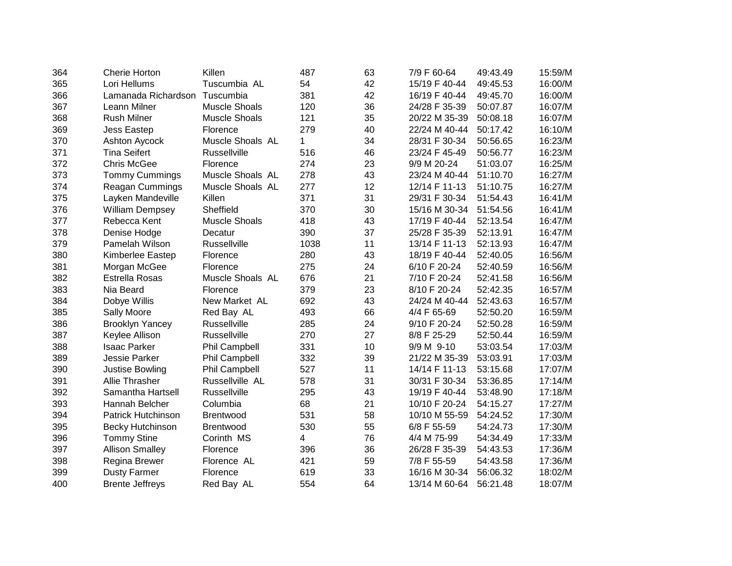| | | | | | | | |
|---|---|---|---|---|---|---|---|
| 364 | Cherie Horton | Killen | 487 | 63 | 7/9 F 60-64 | 49:43.49 | 15:59/M |
| 365 | Lori Hellums | Tuscumbia AL | 54 | 42 | 15/19 F 40-44 | 49:45.53 | 16:00/M |
| 366 | Lamanada Richardson | Tuscumbia | 381 | 42 | 16/19 F 40-44 | 49:45.70 | 16:00/M |
| 367 | Leann Milner | Muscle Shoals | 120 | 36 | 24/28 F 35-39 | 50:07.87 | 16:07/M |
| 368 | Rush Milner | Muscle Shoals | 121 | 35 | 20/22 M 35-39 | 50:08.18 | 16:07/M |
| 369 | Jess Eastep | Florence | 279 | 40 | 22/24 M 40-44 | 50:17.42 | 16:10/M |
| 370 | Ashton Aycock | Muscle Shoals AL | 1 | 34 | 28/31 F 30-34 | 50:56.65 | 16:23/M |
| 371 | Tina Seifert | Russellville | 516 | 46 | 23/24 F 45-49 | 50:56.77 | 16:23/M |
| 372 | Chris McGee | Florence | 274 | 23 | 9/9 M 20-24 | 51:03.07 | 16:25/M |
| 373 | Tommy Cummings | Muscle Shoals AL | 278 | 43 | 23/24 M 40-44 | 51:10.70 | 16:27/M |
| 374 | Reagan Cummings | Muscle Shoals AL | 277 | 12 | 12/14 F 11-13 | 51:10.75 | 16:27/M |
| 375 | Layken Mandeville | Killen | 371 | 31 | 29/31 F 30-34 | 51:54.43 | 16:41/M |
| 376 | William Dempsey | Sheffield | 370 | 30 | 15/16 M 30-34 | 51:54.56 | 16:41/M |
| 377 | Rebecca Kent | Muscle Shoals | 418 | 43 | 17/19 F 40-44 | 52:13.54 | 16:47/M |
| 378 | Denise Hodge | Decatur | 390 | 37 | 25/28 F 35-39 | 52:13.91 | 16:47/M |
| 379 | Pamelah Wilson | Russellville | 1038 | 11 | 13/14 F 11-13 | 52:13.93 | 16:47/M |
| 380 | Kimberlee Eastep | Florence | 280 | 43 | 18/19 F 40-44 | 52:40.05 | 16:56/M |
| 381 | Morgan McGee | Florence | 275 | 24 | 6/10 F 20-24 | 52:40.59 | 16:56/M |
| 382 | Estrella Rosas | Muscle Shoals AL | 676 | 21 | 7/10 F 20-24 | 52:41.58 | 16:56/M |
| 383 | Nia Beard | Florence | 379 | 23 | 8/10 F 20-24 | 52:42.35 | 16:57/M |
| 384 | Dobye Willis | New Market AL | 692 | 43 | 24/24 M 40-44 | 52:43.63 | 16:57/M |
| 385 | Sally Moore | Red Bay AL | 493 | 66 | 4/4 F 65-69 | 52:50.20 | 16:59/M |
| 386 | Brooklyn Yancey | Russellville | 285 | 24 | 9/10 F 20-24 | 52:50.28 | 16:59/M |
| 387 | Keylee Allison | Russellville | 270 | 27 | 8/8 F 25-29 | 52:50.44 | 16:59/M |
| 388 | Isaac Parker | Phil Campbell | 331 | 10 | 9/9 M 9-10 | 53:03.54 | 17:03/M |
| 389 | Jessie Parker | Phil Campbell | 332 | 39 | 21/22 M 35-39 | 53:03.91 | 17:03/M |
| 390 | Justise Bowling | Phil Campbell | 527 | 11 | 14/14 F 11-13 | 53:15.68 | 17:07/M |
| 391 | Allie Thrasher | Russellville AL | 578 | 31 | 30/31 F 30-34 | 53:36.85 | 17:14/M |
| 392 | Samantha Hartsell | Russellville | 295 | 43 | 19/19 F 40-44 | 53:48.90 | 17:18/M |
| 393 | Hannah Belcher | Columbia | 68 | 21 | 10/10 F 20-24 | 54:15.27 | 17:27/M |
| 394 | Patrick Hutchinson | Brentwood | 531 | 58 | 10/10 M 55-59 | 54:24.52 | 17:30/M |
| 395 | Becky Hutchinson | Brentwood | 530 | 55 | 6/8 F 55-59 | 54:24.73 | 17:30/M |
| 396 | Tommy Stine | Corinth MS | 4 | 76 | 4/4 M 75-99 | 54:34.49 | 17:33/M |
| 397 | Allison Smalley | Florence | 396 | 36 | 26/28 F 35-39 | 54:43.53 | 17:36/M |
| 398 | Regina Brewer | Florence AL | 421 | 59 | 7/8 F 55-59 | 54:43.58 | 17:36/M |
| 399 | Dusty Farmer | Florence | 619 | 33 | 16/16 M 30-34 | 56:06.32 | 18:02/M |
| 400 | Brente Jeffreys | Red Bay AL | 554 | 64 | 13/14 M 60-64 | 56:21.48 | 18:07/M |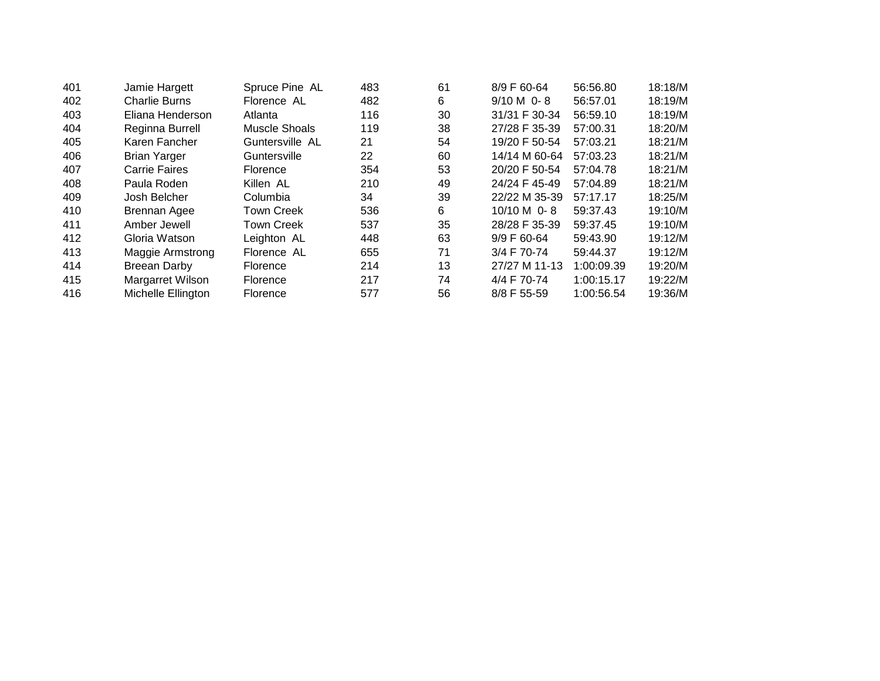| | | | | | | | |
|---|---|---|---|---|---|---|---|
| 401 | Jamie Hargett | Spruce Pine AL | 483 | 61 | 8/9 F 60-64 | 56:56.80 | 18:18/M |
| 402 | Charlie Burns | Florence AL | 482 | 6 | 9/10 M 0- 8 | 56:57.01 | 18:19/M |
| 403 | Eliana Henderson | Atlanta | 116 | 30 | 31/31 F 30-34 | 56:59.10 | 18:19/M |
| 404 | Reginna Burrell | Muscle Shoals | 119 | 38 | 27/28 F 35-39 | 57:00.31 | 18:20/M |
| 405 | Karen Fancher | Guntersville AL | 21 | 54 | 19/20 F 50-54 | 57:03.21 | 18:21/M |
| 406 | Brian Yarger | Guntersville | 22 | 60 | 14/14 M 60-64 | 57:03.23 | 18:21/M |
| 407 | Carrie Faires | Florence | 354 | 53 | 20/20 F 50-54 | 57:04.78 | 18:21/M |
| 408 | Paula Roden | Killen AL | 210 | 49 | 24/24 F 45-49 | 57:04.89 | 18:21/M |
| 409 | Josh Belcher | Columbia | 34 | 39 | 22/22 M 35-39 | 57:17.17 | 18:25/M |
| 410 | Brennan Agee | Town Creek | 536 | 6 | 10/10 M 0- 8 | 59:37.43 | 19:10/M |
| 411 | Amber Jewell | Town Creek | 537 | 35 | 28/28 F 35-39 | 59:37.45 | 19:10/M |
| 412 | Gloria Watson | Leighton AL | 448 | 63 | 9/9 F 60-64 | 59:43.90 | 19:12/M |
| 413 | Maggie Armstrong | Florence AL | 655 | 71 | 3/4 F 70-74 | 59:44.37 | 19:12/M |
| 414 | Breean Darby | Florence | 214 | 13 | 27/27 M 11-13 | 1:00:09.39 | 19:20/M |
| 415 | Margarret Wilson | Florence | 217 | 74 | 4/4 F 70-74 | 1:00:15.17 | 19:22/M |
| 416 | Michelle Ellington | Florence | 577 | 56 | 8/8 F 55-59 | 1:00:56.54 | 19:36/M |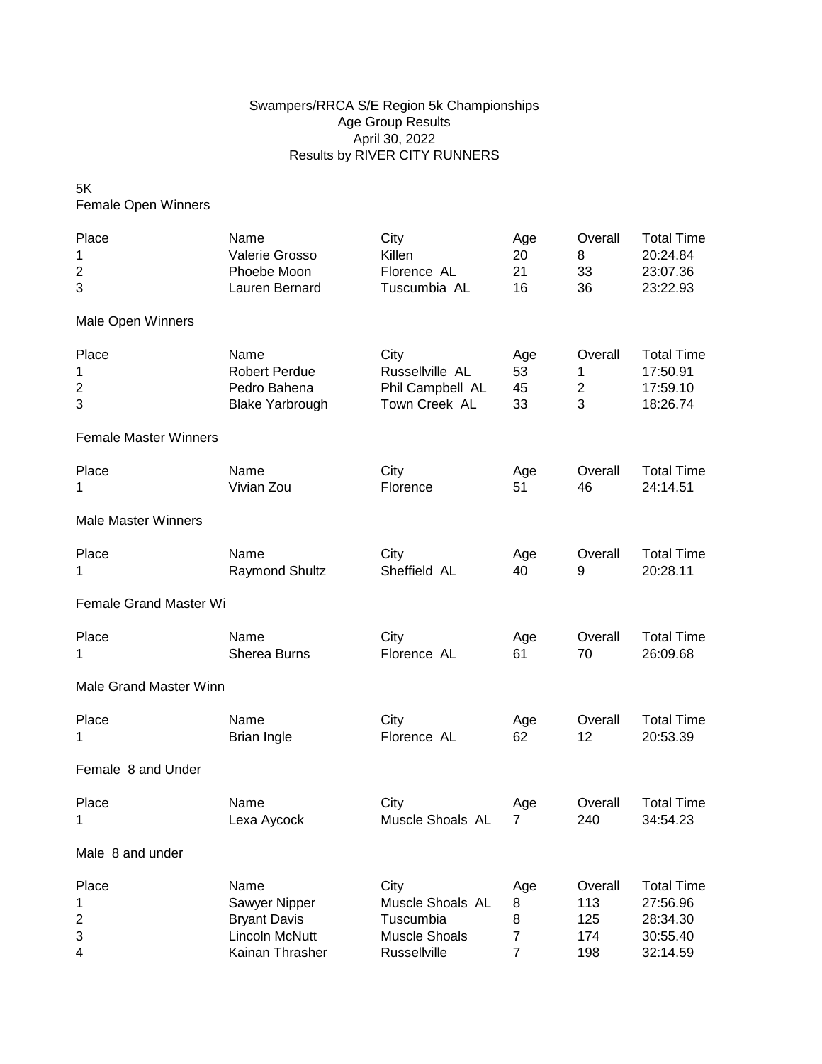Swampers/RRCA S/E Region 5k Championships
Age Group Results
April 30, 2022
Results by RIVER CITY RUNNERS

5K

Female Open Winners

| Place | Name | City | Age | Overall | Total Time |
|---|---|---|---|---|---|
| 1 | Valerie Grosso | Killen | 20 | 8 | 20:24.84 |
| 2 | Phoebe Moon | Florence AL | 21 | 33 | 23:07.36 |
| 3 | Lauren Bernard | Tuscumbia AL | 16 | 36 | 23:22.93 |

Male Open Winners

| Place | Name | City | Age | Overall | Total Time |
|---|---|---|---|---|---|
| 1 | Robert Perdue | Russellville AL | 53 | 1 | 17:50.91 |
| 2 | Pedro Bahena | Phil Campbell AL | 45 | 2 | 17:59.10 |
| 3 | Blake Yarbrough | Town Creek AL | 33 | 3 | 18:26.74 |

Female Master Winners

| Place | Name | City | Age | Overall | Total Time |
|---|---|---|---|---|---|
| 1 | Vivian Zou | Florence | 51 | 46 | 24:14.51 |

Male Master Winners

| Place | Name | City | Age | Overall | Total Time |
|---|---|---|---|---|---|
| 1 | Raymond Shultz | Sheffield AL | 40 | 9 | 20:28.11 |

Female Grand Master Wi

| Place | Name | City | Age | Overall | Total Time |
|---|---|---|---|---|---|
| 1 | Sherea Burns | Florence AL | 61 | 70 | 26:09.68 |

Male Grand Master Winn

| Place | Name | City | Age | Overall | Total Time |
|---|---|---|---|---|---|
| 1 | Brian Ingle | Florence AL | 62 | 12 | 20:53.39 |

Female 8 and Under

| Place | Name | City | Age | Overall | Total Time |
|---|---|---|---|---|---|
| 1 | Lexa Aycock | Muscle Shoals AL | 7 | 240 | 34:54.23 |

Male 8 and under

| Place | Name | City | Age | Overall | Total Time |
|---|---|---|---|---|---|
| 1 | Sawyer Nipper | Muscle Shoals AL | 8 | 113 | 27:56.96 |
| 2 | Bryant Davis | Tuscumbia | 8 | 125 | 28:34.30 |
| 3 | Lincoln McNutt | Muscle Shoals | 7 | 174 | 30:55.40 |
| 4 | Kainan Thrasher | Russellville | 7 | 198 | 32:14.59 |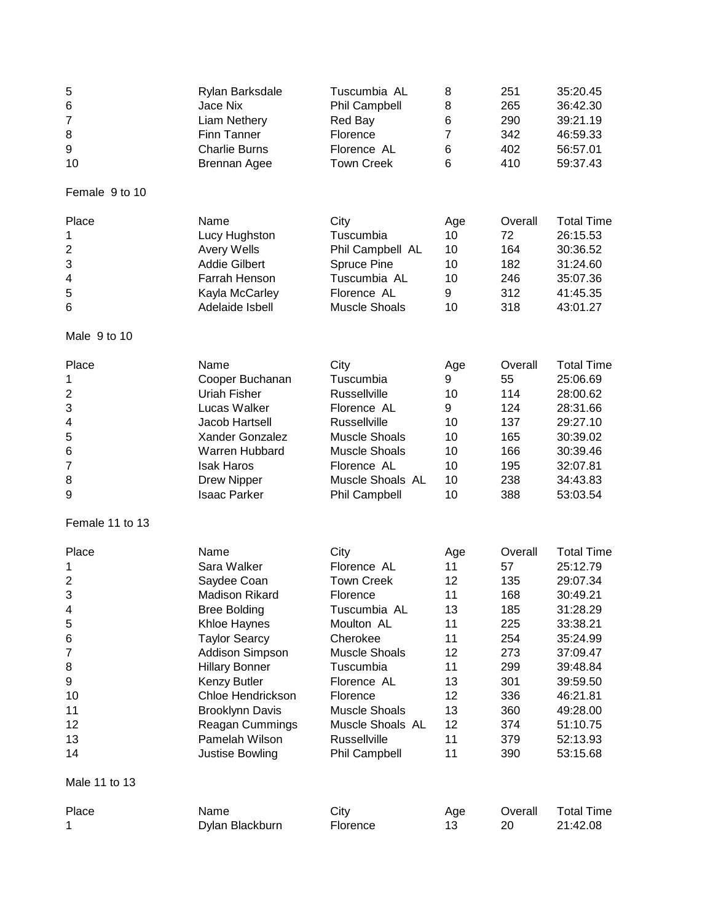| Place | Name | City | Age | Overall | Total Time |
|---|---|---|---|---|---|
| 5 | Rylan Barksdale | Tuscumbia AL | 8 | 251 | 35:20.45 |
| 6 | Jace Nix | Phil Campbell | 8 | 265 | 36:42.30 |
| 7 | Liam Nethery | Red Bay | 6 | 290 | 39:21.19 |
| 8 | Finn Tanner | Florence | 7 | 342 | 46:59.33 |
| 9 | Charlie Burns | Florence AL | 6 | 402 | 56:57.01 |
| 10 | Brennan Agee | Town Creek | 6 | 410 | 59:37.43 |

Female 9 to 10

| Place | Name | City | Age | Overall | Total Time |
|---|---|---|---|---|---|
| 1 | Lucy Hughston | Tuscumbia | 10 | 72 | 26:15.53 |
| 2 | Avery Wells | Phil Campbell AL | 10 | 164 | 30:36.52 |
| 3 | Addie Gilbert | Spruce Pine | 10 | 182 | 31:24.60 |
| 4 | Farrah Henson | Tuscumbia AL | 10 | 246 | 35:07.36 |
| 5 | Kayla McCarley | Florence AL | 9 | 312 | 41:45.35 |
| 6 | Adelaide Isbell | Muscle Shoals | 10 | 318 | 43:01.27 |

Male 9 to 10

| Place | Name | City | Age | Overall | Total Time |
|---|---|---|---|---|---|
| 1 | Cooper Buchanan | Tuscumbia | 9 | 55 | 25:06.69 |
| 2 | Uriah Fisher | Russellville | 10 | 114 | 28:00.62 |
| 3 | Lucas Walker | Florence AL | 9 | 124 | 28:31.66 |
| 4 | Jacob Hartsell | Russellville | 10 | 137 | 29:27.10 |
| 5 | Xander Gonzalez | Muscle Shoals | 10 | 165 | 30:39.02 |
| 6 | Warren Hubbard | Muscle Shoals | 10 | 166 | 30:39.46 |
| 7 | Isak Haros | Florence AL | 10 | 195 | 32:07.81 |
| 8 | Drew Nipper | Muscle Shoals AL | 10 | 238 | 34:43.83 |
| 9 | Isaac Parker | Phil Campbell | 10 | 388 | 53:03.54 |

Female 11 to 13

| Place | Name | City | Age | Overall | Total Time |
|---|---|---|---|---|---|
| 1 | Sara Walker | Florence AL | 11 | 57 | 25:12.79 |
| 2 | Saydee Coan | Town Creek | 12 | 135 | 29:07.34 |
| 3 | Madison Rikard | Florence | 11 | 168 | 30:49.21 |
| 4 | Bree Bolding | Tuscumbia AL | 13 | 185 | 31:28.29 |
| 5 | Khloe Haynes | Moulton AL | 11 | 225 | 33:38.21 |
| 6 | Taylor Searcy | Cherokee | 11 | 254 | 35:24.99 |
| 7 | Addison Simpson | Muscle Shoals | 12 | 273 | 37:09.47 |
| 8 | Hillary Bonner | Tuscumbia | 11 | 299 | 39:48.84 |
| 9 | Kenzy Butler | Florence AL | 13 | 301 | 39:59.50 |
| 10 | Chloe Hendrickson | Florence | 12 | 336 | 46:21.81 |
| 11 | Brooklynn Davis | Muscle Shoals | 13 | 360 | 49:28.00 |
| 12 | Reagan Cummings | Muscle Shoals AL | 12 | 374 | 51:10.75 |
| 13 | Pamelah Wilson | Russellville | 11 | 379 | 52:13.93 |
| 14 | Justise Bowling | Phil Campbell | 11 | 390 | 53:15.68 |

Male 11 to 13

| Place | Name | City | Age | Overall | Total Time |
|---|---|---|---|---|---|
| 1 | Dylan Blackburn | Florence | 13 | 20 | 21:42.08 |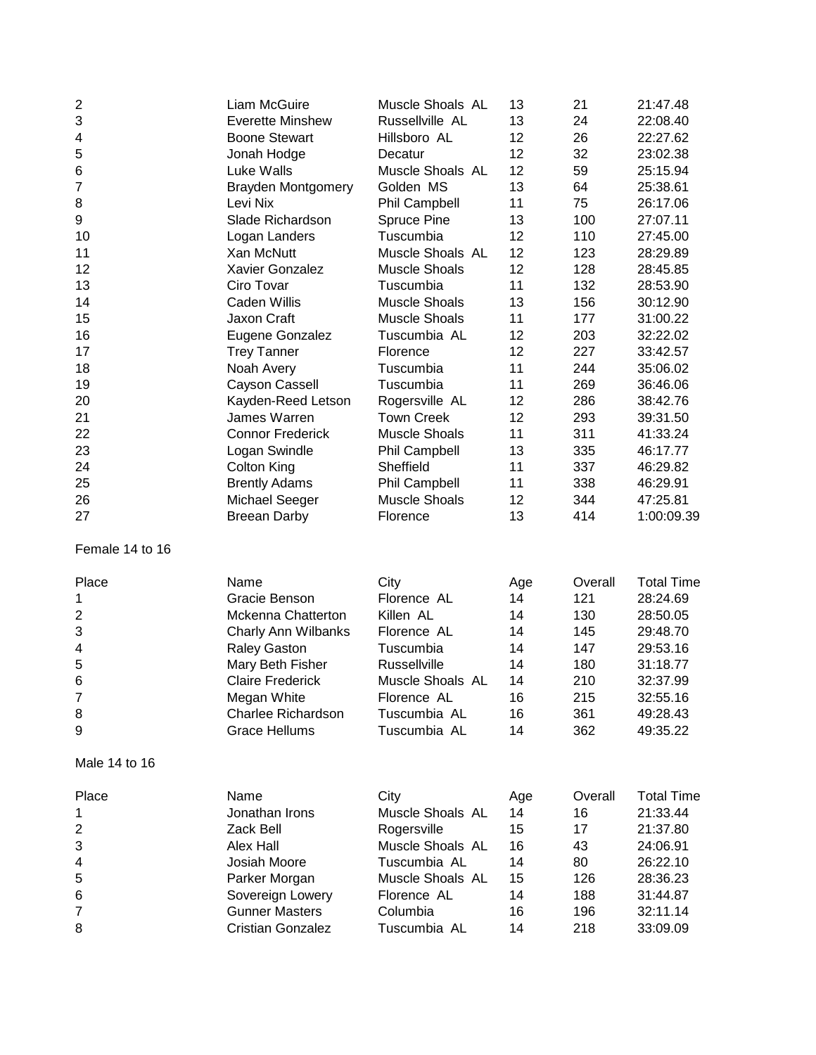| | | | | | |
|---|---|---|---|---|---|
| 2 | Liam McGuire | Muscle Shoals AL | 13 | 21 | 21:47.48 |
| 3 | Everette Minshew | Russellville AL | 13 | 24 | 22:08.40 |
| 4 | Boone Stewart | Hillsboro AL | 12 | 26 | 22:27.62 |
| 5 | Jonah Hodge | Decatur | 12 | 32 | 23:02.38 |
| 6 | Luke Walls | Muscle Shoals AL | 12 | 59 | 25:15.94 |
| 7 | Brayden Montgomery | Golden MS | 13 | 64 | 25:38.61 |
| 8 | Levi Nix | Phil Campbell | 11 | 75 | 26:17.06 |
| 9 | Slade Richardson | Spruce Pine | 13 | 100 | 27:07.11 |
| 10 | Logan Landers | Tuscumbia | 12 | 110 | 27:45.00 |
| 11 | Xan McNutt | Muscle Shoals AL | 12 | 123 | 28:29.89 |
| 12 | Xavier Gonzalez | Muscle Shoals | 12 | 128 | 28:45.85 |
| 13 | Ciro Tovar | Tuscumbia | 11 | 132 | 28:53.90 |
| 14 | Caden Willis | Muscle Shoals | 13 | 156 | 30:12.90 |
| 15 | Jaxon Craft | Muscle Shoals | 11 | 177 | 31:00.22 |
| 16 | Eugene Gonzalez | Tuscumbia AL | 12 | 203 | 32:22.02 |
| 17 | Trey Tanner | Florence | 12 | 227 | 33:42.57 |
| 18 | Noah Avery | Tuscumbia | 11 | 244 | 35:06.02 |
| 19 | Cayson Cassell | Tuscumbia | 11 | 269 | 36:46.06 |
| 20 | Kayden-Reed Letson | Rogersville AL | 12 | 286 | 38:42.76 |
| 21 | James Warren | Town Creek | 12 | 293 | 39:31.50 |
| 22 | Connor Frederick | Muscle Shoals | 11 | 311 | 41:33.24 |
| 23 | Logan Swindle | Phil Campbell | 13 | 335 | 46:17.77 |
| 24 | Colton King | Sheffield | 11 | 337 | 46:29.82 |
| 25 | Brently Adams | Phil Campbell | 11 | 338 | 46:29.91 |
| 26 | Michael Seeger | Muscle Shoals | 12 | 344 | 47:25.81 |
| 27 | Breean Darby | Florence | 13 | 414 | 1:00:09.39 |

Female 14 to 16

| Place | Name | City | Age | Overall | Total Time |
|---|---|---|---|---|---|
| 1 | Gracie Benson | Florence AL | 14 | 121 | 28:24.69 |
| 2 | Mckenna Chatterton | Killen AL | 14 | 130 | 28:50.05 |
| 3 | Charly Ann Wilbanks | Florence AL | 14 | 145 | 29:48.70 |
| 4 | Raley Gaston | Tuscumbia | 14 | 147 | 29:53.16 |
| 5 | Mary Beth Fisher | Russellville | 14 | 180 | 31:18.77 |
| 6 | Claire Frederick | Muscle Shoals AL | 14 | 210 | 32:37.99 |
| 7 | Megan White | Florence AL | 16 | 215 | 32:55.16 |
| 8 | Charlee Richardson | Tuscumbia AL | 16 | 361 | 49:28.43 |
| 9 | Grace Hellums | Tuscumbia AL | 14 | 362 | 49:35.22 |

Male 14 to 16

| Place | Name | City | Age | Overall | Total Time |
|---|---|---|---|---|---|
| 1 | Jonathan Irons | Muscle Shoals AL | 14 | 16 | 21:33.44 |
| 2 | Zack Bell | Rogersville | 15 | 17 | 21:37.80 |
| 3 | Alex Hall | Muscle Shoals AL | 16 | 43 | 24:06.91 |
| 4 | Josiah Moore | Tuscumbia AL | 14 | 80 | 26:22.10 |
| 5 | Parker Morgan | Muscle Shoals AL | 15 | 126 | 28:36.23 |
| 6 | Sovereign Lowery | Florence AL | 14 | 188 | 31:44.87 |
| 7 | Gunner Masters | Columbia | 16 | 196 | 32:11.14 |
| 8 | Cristian Gonzalez | Tuscumbia AL | 14 | 218 | 33:09.09 |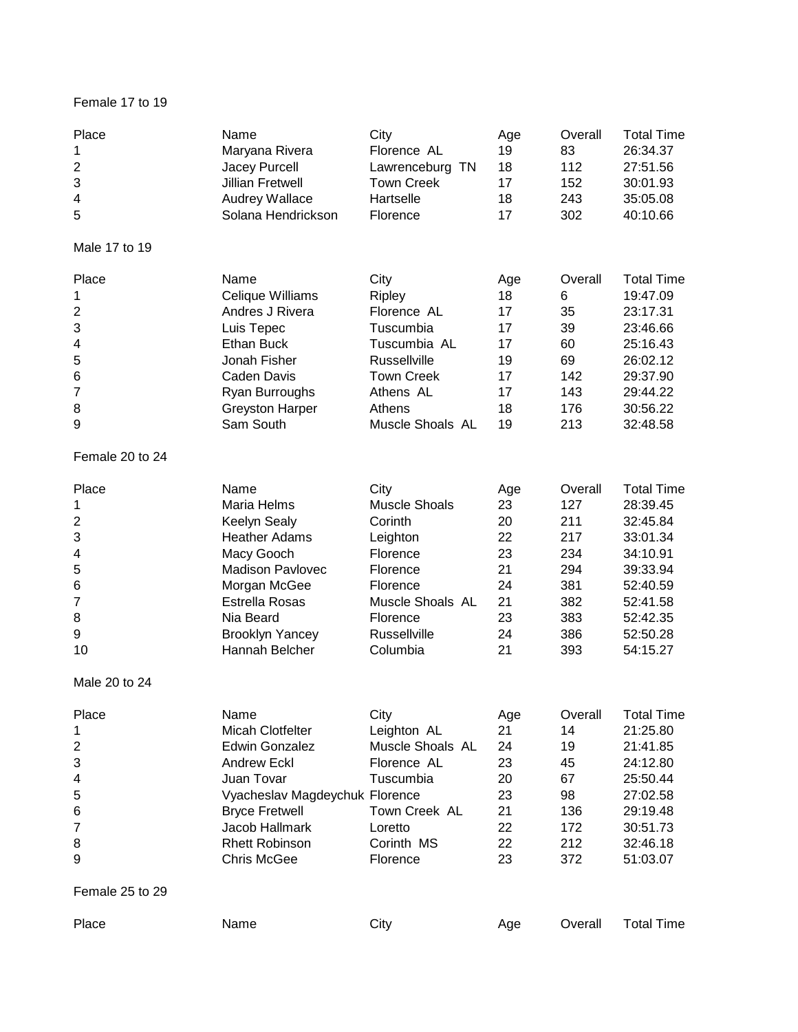## Female 17 to 19

| Place | Name | City | Age | Overall | Total Time |
|---|---|---|---|---|---|
| 1 | Maryana Rivera | Florence AL | 19 | 83 | 26:34.37 |
| 2 | Jacey Purcell | Lawrenceburg TN | 18 | 112 | 27:51.56 |
| 3 | Jillian Fretwell | Town Creek | 17 | 152 | 30:01.93 |
| 4 | Audrey Wallace | Hartselle | 18 | 243 | 35:05.08 |
| 5 | Solana Hendrickson | Florence | 17 | 302 | 40:10.66 |

## Male 17 to 19

| Place | Name | City | Age | Overall | Total Time |
|---|---|---|---|---|---|
| 1 | Celique Williams | Ripley | 18 | 6 | 19:47.09 |
| 2 | Andres J Rivera | Florence AL | 17 | 35 | 23:17.31 |
| 3 | Luis Tepec | Tuscumbia | 17 | 39 | 23:46.66 |
| 4 | Ethan Buck | Tuscumbia AL | 17 | 60 | 25:16.43 |
| 5 | Jonah Fisher | Russellville | 19 | 69 | 26:02.12 |
| 6 | Caden Davis | Town Creek | 17 | 142 | 29:37.90 |
| 7 | Ryan Burroughs | Athens AL | 17 | 143 | 29:44.22 |
| 8 | Greyston Harper | Athens | 18 | 176 | 30:56.22 |
| 9 | Sam South | Muscle Shoals AL | 19 | 213 | 32:48.58 |

## Female 20 to 24

| Place | Name | City | Age | Overall | Total Time |
|---|---|---|---|---|---|
| 1 | Maria Helms | Muscle Shoals | 23 | 127 | 28:39.45 |
| 2 | Keelyn Sealy | Corinth | 20 | 211 | 32:45.84 |
| 3 | Heather Adams | Leighton | 22 | 217 | 33:01.34 |
| 4 | Macy Gooch | Florence | 23 | 234 | 34:10.91 |
| 5 | Madison Pavlovec | Florence | 21 | 294 | 39:33.94 |
| 6 | Morgan McGee | Florence | 24 | 381 | 52:40.59 |
| 7 | Estrella Rosas | Muscle Shoals AL | 21 | 382 | 52:41.58 |
| 8 | Nia Beard | Florence | 23 | 383 | 52:42.35 |
| 9 | Brooklyn Yancey | Russellville | 24 | 386 | 52:50.28 |
| 10 | Hannah Belcher | Columbia | 21 | 393 | 54:15.27 |

## Male 20 to 24

| Place | Name | City | Age | Overall | Total Time |
|---|---|---|---|---|---|
| 1 | Micah Clotfelter | Leighton AL | 21 | 14 | 21:25.80 |
| 2 | Edwin Gonzalez | Muscle Shoals AL | 24 | 19 | 21:41.85 |
| 3 | Andrew Eckl | Florence AL | 23 | 45 | 24:12.80 |
| 4 | Juan Tovar | Tuscumbia | 20 | 67 | 25:50.44 |
| 5 | Vyacheslav Magdeychuk | Florence | 23 | 98 | 27:02.58 |
| 6 | Bryce Fretwell | Town Creek AL | 21 | 136 | 29:19.48 |
| 7 | Jacob Hallmark | Loretto | 22 | 172 | 30:51.73 |
| 8 | Rhett Robinson | Corinth MS | 22 | 212 | 32:46.18 |
| 9 | Chris McGee | Florence | 23 | 372 | 51:03.07 |

## Female 25 to 29

| Place | Name | City | Age | Overall | Total Time |
|---|---|---|---|---|---|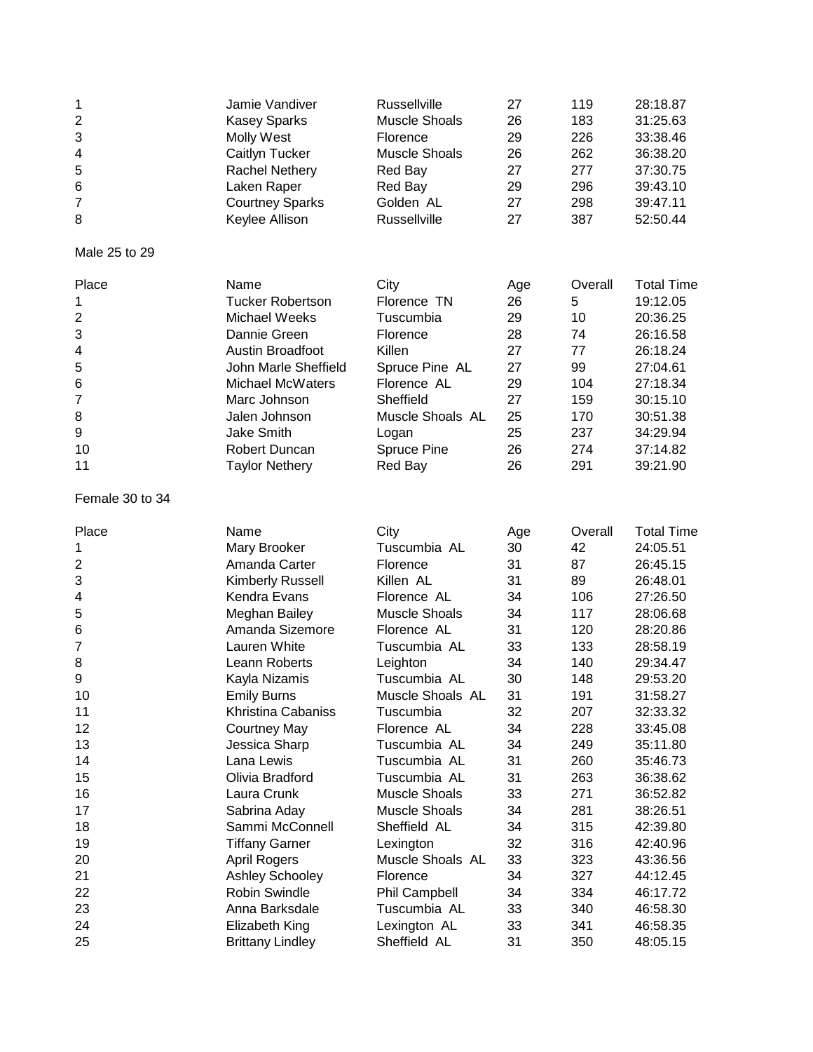| | | | | | |
|---|---|---|---|---|---|
| 1 | Jamie Vandiver | Russellville | 27 | 119 | 28:18.87 |
| 2 | Kasey Sparks | Muscle Shoals | 26 | 183 | 31:25.63 |
| 3 | Molly West | Florence | 29 | 226 | 33:38.46 |
| 4 | Caitlyn Tucker | Muscle Shoals | 26 | 262 | 36:38.20 |
| 5 | Rachel Nethery | Red Bay | 27 | 277 | 37:30.75 |
| 6 | Laken Raper | Red Bay | 29 | 296 | 39:43.10 |
| 7 | Courtney Sparks | Golden AL | 27 | 298 | 39:47.11 |
| 8 | Keylee Allison | Russellville | 27 | 387 | 52:50.44 |

Male 25 to 29

| Place | Name | City | Age | Overall | Total Time |
|---|---|---|---|---|---|
| 1 | Tucker Robertson | Florence TN | 26 | 5 | 19:12.05 |
| 2 | Michael Weeks | Tuscumbia | 29 | 10 | 20:36.25 |
| 3 | Dannie Green | Florence | 28 | 74 | 26:16.58 |
| 4 | Austin Broadfoot | Killen | 27 | 77 | 26:18.24 |
| 5 | John Marle Sheffield | Spruce Pine AL | 27 | 99 | 27:04.61 |
| 6 | Michael McWaters | Florence AL | 29 | 104 | 27:18.34 |
| 7 | Marc Johnson | Sheffield | 27 | 159 | 30:15.10 |
| 8 | Jalen Johnson | Muscle Shoals AL | 25 | 170 | 30:51.38 |
| 9 | Jake Smith | Logan | 25 | 237 | 34:29.94 |
| 10 | Robert Duncan | Spruce Pine | 26 | 274 | 37:14.82 |
| 11 | Taylor Nethery | Red Bay | 26 | 291 | 39:21.90 |

Female 30 to 34

| Place | Name | City | Age | Overall | Total Time |
|---|---|---|---|---|---|
| 1 | Mary Brooker | Tuscumbia AL | 30 | 42 | 24:05.51 |
| 2 | Amanda Carter | Florence | 31 | 87 | 26:45.15 |
| 3 | Kimberly Russell | Killen AL | 31 | 89 | 26:48.01 |
| 4 | Kendra Evans | Florence AL | 34 | 106 | 27:26.50 |
| 5 | Meghan Bailey | Muscle Shoals | 34 | 117 | 28:06.68 |
| 6 | Amanda Sizemore | Florence AL | 31 | 120 | 28:20.86 |
| 7 | Lauren White | Tuscumbia AL | 33 | 133 | 28:58.19 |
| 8 | Leann Roberts | Leighton | 34 | 140 | 29:34.47 |
| 9 | Kayla Nizamis | Tuscumbia AL | 30 | 148 | 29:53.20 |
| 10 | Emily Burns | Muscle Shoals AL | 31 | 191 | 31:58.27 |
| 11 | Khristina Cabaniss | Tuscumbia | 32 | 207 | 32:33.32 |
| 12 | Courtney May | Florence AL | 34 | 228 | 33:45.08 |
| 13 | Jessica Sharp | Tuscumbia AL | 34 | 249 | 35:11.80 |
| 14 | Lana Lewis | Tuscumbia AL | 31 | 260 | 35:46.73 |
| 15 | Olivia Bradford | Tuscumbia AL | 31 | 263 | 36:38.62 |
| 16 | Laura Crunk | Muscle Shoals | 33 | 271 | 36:52.82 |
| 17 | Sabrina Aday | Muscle Shoals | 34 | 281 | 38:26.51 |
| 18 | Sammi McConnell | Sheffield AL | 34 | 315 | 42:39.80 |
| 19 | Tiffany Garner | Lexington | 32 | 316 | 42:40.96 |
| 20 | April Rogers | Muscle Shoals AL | 33 | 323 | 43:36.56 |
| 21 | Ashley Schooley | Florence | 34 | 327 | 44:12.45 |
| 22 | Robin Swindle | Phil Campbell | 34 | 334 | 46:17.72 |
| 23 | Anna Barksdale | Tuscumbia AL | 33 | 340 | 46:58.30 |
| 24 | Elizabeth King | Lexington AL | 33 | 341 | 46:58.35 |
| 25 | Brittany Lindley | Sheffield AL | 31 | 350 | 48:05.15 |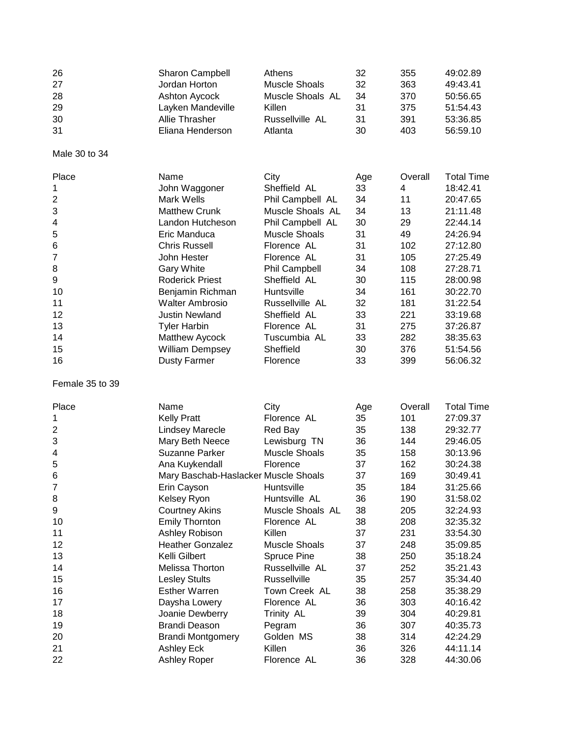| | | | | | |
|---|---|---|---|---|---|
| 26 | Sharon Campbell | Athens | 32 | 355 | 49:02.89 |
| 27 | Jordan Horton | Muscle Shoals | 32 | 363 | 49:43.41 |
| 28 | Ashton Aycock | Muscle Shoals AL | 34 | 370 | 50:56.65 |
| 29 | Layken Mandeville | Killen | 31 | 375 | 51:54.43 |
| 30 | Allie Thrasher | Russellville AL | 31 | 391 | 53:36.85 |
| 31 | Eliana Henderson | Atlanta | 30 | 403 | 56:59.10 |

Male 30 to 34

| Place | Name | City | Age | Overall | Total Time |
|---|---|---|---|---|---|
| 1 | John Waggoner | Sheffield AL | 33 | 4 | 18:42.41 |
| 2 | Mark Wells | Phil Campbell AL | 34 | 11 | 20:47.65 |
| 3 | Matthew Crunk | Muscle Shoals AL | 34 | 13 | 21:11.48 |
| 4 | Landon Hutcheson | Phil Campbell AL | 30 | 29 | 22:44.14 |
| 5 | Eric Manduca | Muscle Shoals | 31 | 49 | 24:26.94 |
| 6 | Chris Russell | Florence AL | 31 | 102 | 27:12.80 |
| 7 | John Hester | Florence AL | 31 | 105 | 27:25.49 |
| 8 | Gary White | Phil Campbell | 34 | 108 | 27:28.71 |
| 9 | Roderick Priest | Sheffield AL | 30 | 115 | 28:00.98 |
| 10 | Benjamin Richman | Huntsville | 34 | 161 | 30:22.70 |
| 11 | Walter Ambrosio | Russellville AL | 32 | 181 | 31:22.54 |
| 12 | Justin Newland | Sheffield AL | 33 | 221 | 33:19.68 |
| 13 | Tyler Harbin | Florence AL | 31 | 275 | 37:26.87 |
| 14 | Matthew Aycock | Tuscumbia AL | 33 | 282 | 38:35.63 |
| 15 | William Dempsey | Sheffield | 30 | 376 | 51:54.56 |
| 16 | Dusty Farmer | Florence | 33 | 399 | 56:06.32 |

Female 35 to 39

| Place | Name | City | Age | Overall | Total Time |
|---|---|---|---|---|---|
| 1 | Kelly Pratt | Florence AL | 35 | 101 | 27:09.37 |
| 2 | Lindsey Marecle | Red Bay | 35 | 138 | 29:32.77 |
| 3 | Mary Beth Neece | Lewisburg TN | 36 | 144 | 29:46.05 |
| 4 | Suzanne Parker | Muscle Shoals | 35 | 158 | 30:13.96 |
| 5 | Ana Kuykendall | Florence | 37 | 162 | 30:24.38 |
| 6 | Mary Baschab-Haslacker | Muscle Shoals | 37 | 169 | 30:49.41 |
| 7 | Erin Cayson | Huntsville | 35 | 184 | 31:25.66 |
| 8 | Kelsey Ryon | Huntsville AL | 36 | 190 | 31:58.02 |
| 9 | Courtney Akins | Muscle Shoals AL | 38 | 205 | 32:24.93 |
| 10 | Emily Thornton | Florence AL | 38 | 208 | 32:35.32 |
| 11 | Ashley Robison | Killen | 37 | 231 | 33:54.30 |
| 12 | Heather Gonzalez | Muscle Shoals | 37 | 248 | 35:09.85 |
| 13 | Kelli Gilbert | Spruce Pine | 38 | 250 | 35:18.24 |
| 14 | Melissa Thorton | Russellville AL | 37 | 252 | 35:21.43 |
| 15 | Lesley Stults | Russellville | 35 | 257 | 35:34.40 |
| 16 | Esther Warren | Town Creek AL | 38 | 258 | 35:38.29 |
| 17 | Daysha Lowery | Florence AL | 36 | 303 | 40:16.42 |
| 18 | Joanie Dewberry | Trinity AL | 39 | 304 | 40:29.81 |
| 19 | Brandi Deason | Pegram | 36 | 307 | 40:35.73 |
| 20 | Brandi Montgomery | Golden MS | 38 | 314 | 42:24.29 |
| 21 | Ashley Eck | Killen | 36 | 326 | 44:11.14 |
| 22 | Ashley Roper | Florence AL | 36 | 328 | 44:30.06 |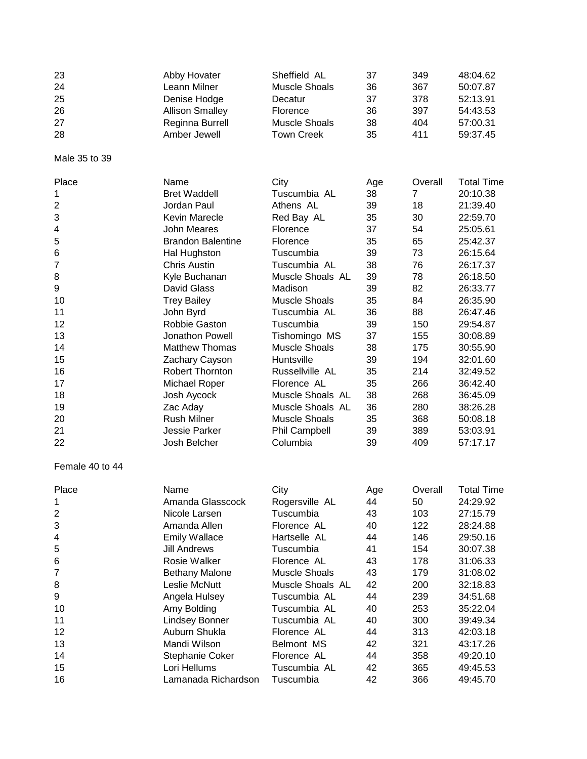| | | | | | |
|---|---|---|---|---|---|
| 23 | Abby Hovater | Sheffield AL | 37 | 349 | 48:04.62 |
| 24 | Leann Milner | Muscle Shoals | 36 | 367 | 50:07.87 |
| 25 | Denise Hodge | Decatur | 37 | 378 | 52:13.91 |
| 26 | Allison Smalley | Florence | 36 | 397 | 54:43.53 |
| 27 | Reginna Burrell | Muscle Shoals | 38 | 404 | 57:00.31 |
| 28 | Amber Jewell | Town Creek | 35 | 411 | 59:37.45 |

Male 35 to 39

| Place | Name | City | Age | Overall | Total Time |
|---|---|---|---|---|---|
| 1 | Bret Waddell | Tuscumbia AL | 38 | 7 | 20:10.38 |
| 2 | Jordan Paul | Athens AL | 39 | 18 | 21:39.40 |
| 3 | Kevin Marecle | Red Bay AL | 35 | 30 | 22:59.70 |
| 4 | John Meares | Florence | 37 | 54 | 25:05.61 |
| 5 | Brandon Balentine | Florence | 35 | 65 | 25:42.37 |
| 6 | Hal Hughston | Tuscumbia | 39 | 73 | 26:15.64 |
| 7 | Chris Austin | Tuscumbia AL | 38 | 76 | 26:17.37 |
| 8 | Kyle Buchanan | Muscle Shoals AL | 39 | 78 | 26:18.50 |
| 9 | David Glass | Madison | 39 | 82 | 26:33.77 |
| 10 | Trey Bailey | Muscle Shoals | 35 | 84 | 26:35.90 |
| 11 | John Byrd | Tuscumbia AL | 36 | 88 | 26:47.46 |
| 12 | Robbie Gaston | Tuscumbia | 39 | 150 | 29:54.87 |
| 13 | Jonathon Powell | Tishomingo MS | 37 | 155 | 30:08.89 |
| 14 | Matthew Thomas | Muscle Shoals | 38 | 175 | 30:55.90 |
| 15 | Zachary Cayson | Huntsville | 39 | 194 | 32:01.60 |
| 16 | Robert Thornton | Russellville AL | 35 | 214 | 32:49.52 |
| 17 | Michael Roper | Florence AL | 35 | 266 | 36:42.40 |
| 18 | Josh Aycock | Muscle Shoals AL | 38 | 268 | 36:45.09 |
| 19 | Zac Aday | Muscle Shoals AL | 36 | 280 | 38:26.28 |
| 20 | Rush Milner | Muscle Shoals | 35 | 368 | 50:08.18 |
| 21 | Jessie Parker | Phil Campbell | 39 | 389 | 53:03.91 |
| 22 | Josh Belcher | Columbia | 39 | 409 | 57:17.17 |

Female 40 to 44

| Place | Name | City | Age | Overall | Total Time |
|---|---|---|---|---|---|
| 1 | Amanda Glasscock | Rogersville AL | 44 | 50 | 24:29.92 |
| 2 | Nicole Larsen | Tuscumbia | 43 | 103 | 27:15.79 |
| 3 | Amanda Allen | Florence AL | 40 | 122 | 28:24.88 |
| 4 | Emily Wallace | Hartselle AL | 44 | 146 | 29:50.16 |
| 5 | Jill Andrews | Tuscumbia | 41 | 154 | 30:07.38 |
| 6 | Rosie Walker | Florence AL | 43 | 178 | 31:06.33 |
| 7 | Bethany Malone | Muscle Shoals | 43 | 179 | 31:08.02 |
| 8 | Leslie McNutt | Muscle Shoals AL | 42 | 200 | 32:18.83 |
| 9 | Angela Hulsey | Tuscumbia AL | 44 | 239 | 34:51.68 |
| 10 | Amy Bolding | Tuscumbia AL | 40 | 253 | 35:22.04 |
| 11 | Lindsey Bonner | Tuscumbia AL | 40 | 300 | 39:49.34 |
| 12 | Auburn Shukla | Florence AL | 44 | 313 | 42:03.18 |
| 13 | Mandi Wilson | Belmont MS | 42 | 321 | 43:17.26 |
| 14 | Stephanie Coker | Florence AL | 44 | 358 | 49:20.10 |
| 15 | Lori Hellums | Tuscumbia AL | 42 | 365 | 49:45.53 |
| 16 | Lamanada Richardson | Tuscumbia | 42 | 366 | 49:45.70 |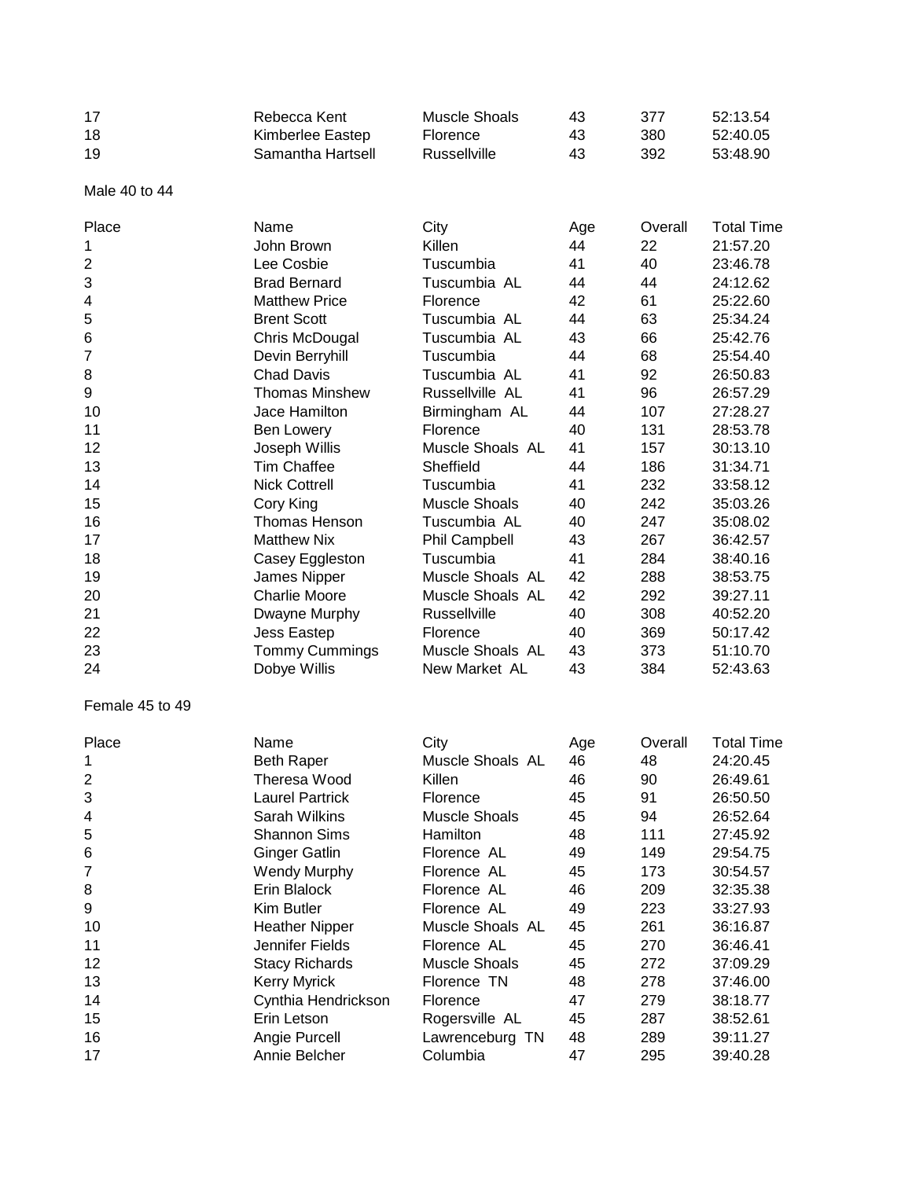| | | | | | |
|---|---|---|---|---|---|
| 17 | Rebecca Kent | Muscle Shoals | 43 | 377 | 52:13.54 |
| 18 | Kimberlee Eastep | Florence | 43 | 380 | 52:40.05 |
| 19 | Samantha Hartsell | Russellville | 43 | 392 | 53:48.90 |

Male 40 to 44

| Place | Name | City | Age | Overall | Total Time |
|---|---|---|---|---|---|
| 1 | John Brown | Killen | 44 | 22 | 21:57.20 |
| 2 | Lee Cosbie | Tuscumbia | 41 | 40 | 23:46.78 |
| 3 | Brad Bernard | Tuscumbia AL | 44 | 44 | 24:12.62 |
| 4 | Matthew Price | Florence | 42 | 61 | 25:22.60 |
| 5 | Brent Scott | Tuscumbia AL | 44 | 63 | 25:34.24 |
| 6 | Chris McDougal | Tuscumbia AL | 43 | 66 | 25:42.76 |
| 7 | Devin Berryhill | Tuscumbia | 44 | 68 | 25:54.40 |
| 8 | Chad Davis | Tuscumbia AL | 41 | 92 | 26:50.83 |
| 9 | Thomas Minshew | Russellville AL | 41 | 96 | 26:57.29 |
| 10 | Jace Hamilton | Birmingham AL | 44 | 107 | 27:28.27 |
| 11 | Ben Lowery | Florence | 40 | 131 | 28:53.78 |
| 12 | Joseph Willis | Muscle Shoals AL | 41 | 157 | 30:13.10 |
| 13 | Tim Chaffee | Sheffield | 44 | 186 | 31:34.71 |
| 14 | Nick Cottrell | Tuscumbia | 41 | 232 | 33:58.12 |
| 15 | Cory King | Muscle Shoals | 40 | 242 | 35:03.26 |
| 16 | Thomas Henson | Tuscumbia AL | 40 | 247 | 35:08.02 |
| 17 | Matthew Nix | Phil Campbell | 43 | 267 | 36:42.57 |
| 18 | Casey Eggleston | Tuscumbia | 41 | 284 | 38:40.16 |
| 19 | James Nipper | Muscle Shoals AL | 42 | 288 | 38:53.75 |
| 20 | Charlie Moore | Muscle Shoals AL | 42 | 292 | 39:27.11 |
| 21 | Dwayne Murphy | Russellville | 40 | 308 | 40:52.20 |
| 22 | Jess Eastep | Florence | 40 | 369 | 50:17.42 |
| 23 | Tommy Cummings | Muscle Shoals AL | 43 | 373 | 51:10.70 |
| 24 | Dobye Willis | New Market AL | 43 | 384 | 52:43.63 |

Female 45 to 49

| Place | Name | City | Age | Overall | Total Time |
|---|---|---|---|---|---|
| 1 | Beth Raper | Muscle Shoals AL | 46 | 48 | 24:20.45 |
| 2 | Theresa Wood | Killen | 46 | 90 | 26:49.61 |
| 3 | Laurel Partrick | Florence | 45 | 91 | 26:50.50 |
| 4 | Sarah Wilkins | Muscle Shoals | 45 | 94 | 26:52.64 |
| 5 | Shannon Sims | Hamilton | 48 | 111 | 27:45.92 |
| 6 | Ginger Gatlin | Florence AL | 49 | 149 | 29:54.75 |
| 7 | Wendy Murphy | Florence AL | 45 | 173 | 30:54.57 |
| 8 | Erin Blalock | Florence AL | 46 | 209 | 32:35.38 |
| 9 | Kim Butler | Florence AL | 49 | 223 | 33:27.93 |
| 10 | Heather Nipper | Muscle Shoals AL | 45 | 261 | 36:16.87 |
| 11 | Jennifer Fields | Florence AL | 45 | 270 | 36:46.41 |
| 12 | Stacy Richards | Muscle Shoals | 45 | 272 | 37:09.29 |
| 13 | Kerry Myrick | Florence TN | 48 | 278 | 37:46.00 |
| 14 | Cynthia Hendrickson | Florence | 47 | 279 | 38:18.77 |
| 15 | Erin Letson | Rogersville AL | 45 | 287 | 38:52.61 |
| 16 | Angie Purcell | Lawrenceburg TN | 48 | 289 | 39:11.27 |
| 17 | Annie Belcher | Columbia | 47 | 295 | 39:40.28 |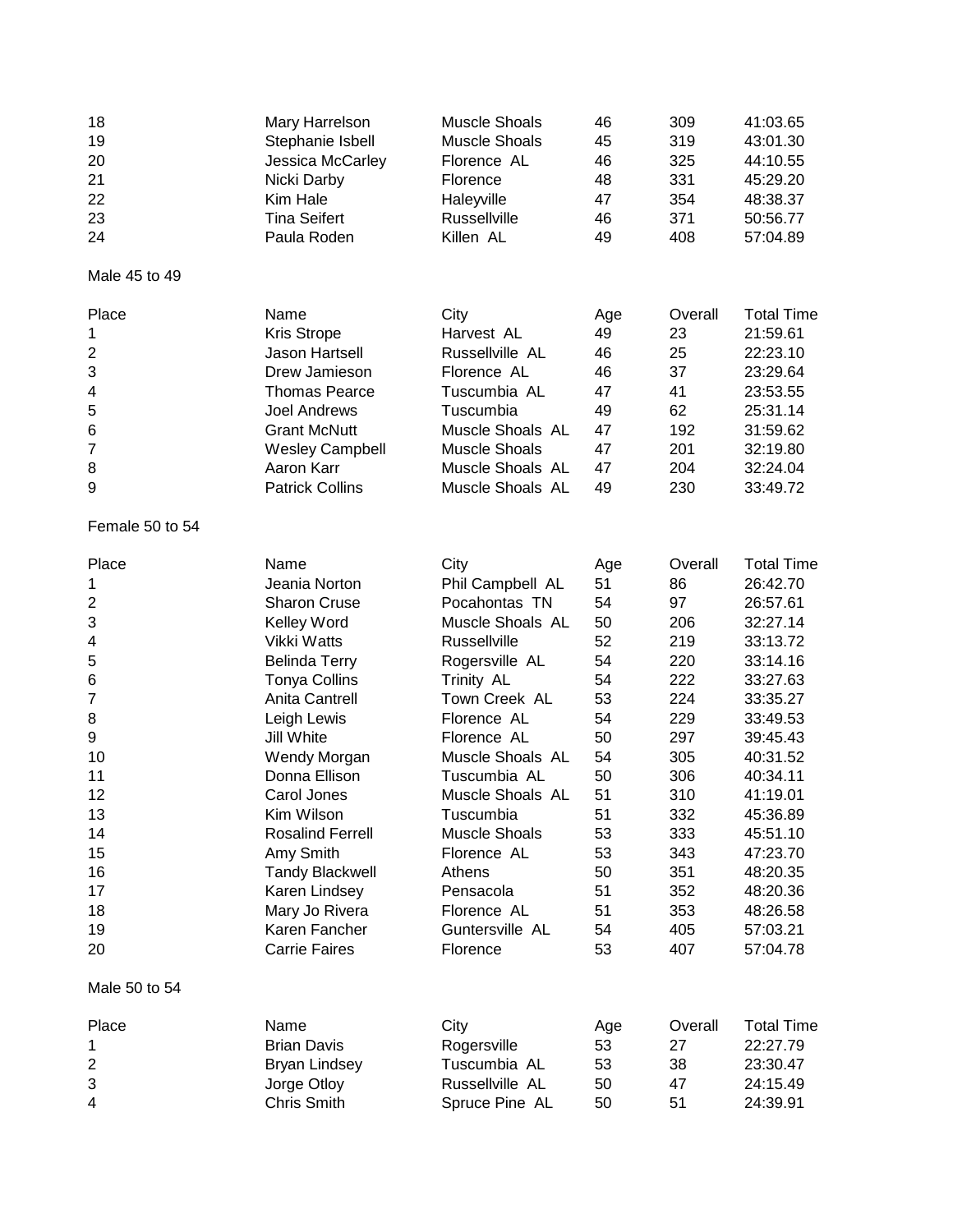| | | | | | |
|---|---|---|---|---|---|
| 18 | Mary Harrelson | Muscle Shoals | 46 | 309 | 41:03.65 |
| 19 | Stephanie Isbell | Muscle Shoals | 45 | 319 | 43:01.30 |
| 20 | Jessica McCarley | Florence AL | 46 | 325 | 44:10.55 |
| 21 | Nicki Darby | Florence | 48 | 331 | 45:29.20 |
| 22 | Kim Hale | Haleyville | 47 | 354 | 48:38.37 |
| 23 | Tina Seifert | Russellville | 46 | 371 | 50:56.77 |
| 24 | Paula Roden | Killen AL | 49 | 408 | 57:04.89 |

Male 45 to 49

| Place | Name | City | Age | Overall | Total Time |
|---|---|---|---|---|---|
| 1 | Kris Strope | Harvest AL | 49 | 23 | 21:59.61 |
| 2 | Jason Hartsell | Russellville AL | 46 | 25 | 22:23.10 |
| 3 | Drew Jamieson | Florence AL | 46 | 37 | 23:29.64 |
| 4 | Thomas Pearce | Tuscumbia AL | 47 | 41 | 23:53.55 |
| 5 | Joel Andrews | Tuscumbia | 49 | 62 | 25:31.14 |
| 6 | Grant McNutt | Muscle Shoals AL | 47 | 192 | 31:59.62 |
| 7 | Wesley Campbell | Muscle Shoals | 47 | 201 | 32:19.80 |
| 8 | Aaron Karr | Muscle Shoals AL | 47 | 204 | 32:24.04 |
| 9 | Patrick Collins | Muscle Shoals AL | 49 | 230 | 33:49.72 |

Female 50 to 54

| Place | Name | City | Age | Overall | Total Time |
|---|---|---|---|---|---|
| 1 | Jeania Norton | Phil Campbell AL | 51 | 86 | 26:42.70 |
| 2 | Sharon Cruse | Pocahontas TN | 54 | 97 | 26:57.61 |
| 3 | Kelley Word | Muscle Shoals AL | 50 | 206 | 32:27.14 |
| 4 | Vikki Watts | Russellville | 52 | 219 | 33:13.72 |
| 5 | Belinda Terry | Rogersville AL | 54 | 220 | 33:14.16 |
| 6 | Tonya Collins | Trinity AL | 54 | 222 | 33:27.63 |
| 7 | Anita Cantrell | Town Creek AL | 53 | 224 | 33:35.27 |
| 8 | Leigh Lewis | Florence AL | 54 | 229 | 33:49.53 |
| 9 | Jill White | Florence AL | 50 | 297 | 39:45.43 |
| 10 | Wendy Morgan | Muscle Shoals AL | 54 | 305 | 40:31.52 |
| 11 | Donna Ellison | Tuscumbia AL | 50 | 306 | 40:34.11 |
| 12 | Carol Jones | Muscle Shoals AL | 51 | 310 | 41:19.01 |
| 13 | Kim Wilson | Tuscumbia | 51 | 332 | 45:36.89 |
| 14 | Rosalind Ferrell | Muscle Shoals | 53 | 333 | 45:51.10 |
| 15 | Amy Smith | Florence AL | 53 | 343 | 47:23.70 |
| 16 | Tandy Blackwell | Athens | 50 | 351 | 48:20.35 |
| 17 | Karen Lindsey | Pensacola | 51 | 352 | 48:20.36 |
| 18 | Mary Jo Rivera | Florence AL | 51 | 353 | 48:26.58 |
| 19 | Karen Fancher | Guntersville AL | 54 | 405 | 57:03.21 |
| 20 | Carrie Faires | Florence | 53 | 407 | 57:04.78 |

Male 50 to 54

| Place | Name | City | Age | Overall | Total Time |
|---|---|---|---|---|---|
| 1 | Brian Davis | Rogersville | 53 | 27 | 22:27.79 |
| 2 | Bryan Lindsey | Tuscumbia AL | 53 | 38 | 23:30.47 |
| 3 | Jorge Otloy | Russellville AL | 50 | 47 | 24:15.49 |
| 4 | Chris Smith | Spruce Pine AL | 50 | 51 | 24:39.91 |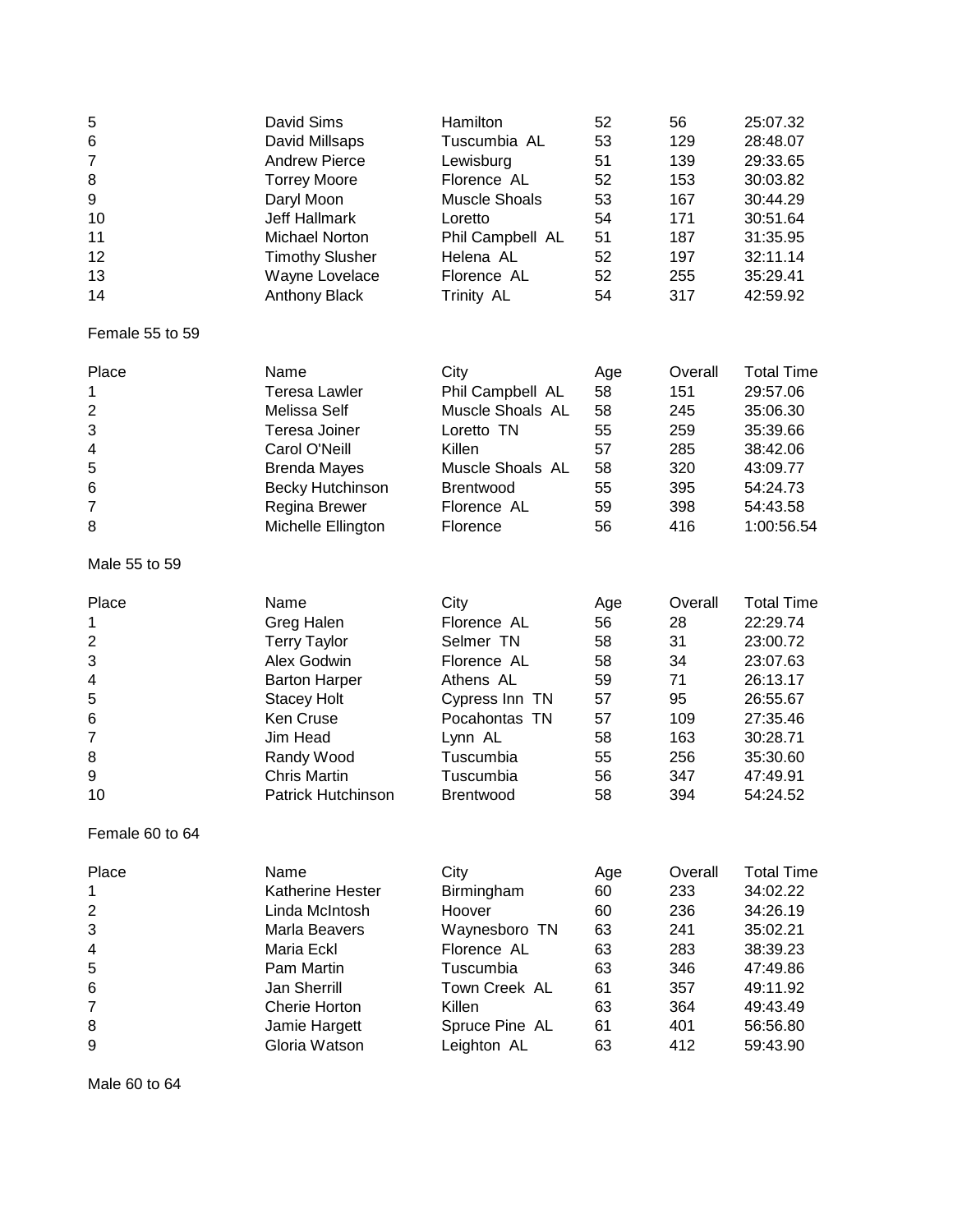| Place | Name | City | Age | Overall | Total Time |
|---|---|---|---|---|---|
| 5 | David Sims | Hamilton | 52 | 56 | 25:07.32 |
| 6 | David Millsaps | Tuscumbia AL | 53 | 129 | 28:48.07 |
| 7 | Andrew Pierce | Lewisburg | 51 | 139 | 29:33.65 |
| 8 | Torrey Moore | Florence AL | 52 | 153 | 30:03.82 |
| 9 | Daryl Moon | Muscle Shoals | 53 | 167 | 30:44.29 |
| 10 | Jeff Hallmark | Loretto | 54 | 171 | 30:51.64 |
| 11 | Michael Norton | Phil Campbell AL | 51 | 187 | 31:35.95 |
| 12 | Timothy Slusher | Helena AL | 52 | 197 | 32:11.14 |
| 13 | Wayne Lovelace | Florence AL | 52 | 255 | 35:29.41 |
| 14 | Anthony Black | Trinity AL | 54 | 317 | 42:59.92 |

Female 55 to 59

| Place | Name | City | Age | Overall | Total Time |
|---|---|---|---|---|---|
| 1 | Teresa Lawler | Phil Campbell AL | 58 | 151 | 29:57.06 |
| 2 | Melissa Self | Muscle Shoals AL | 58 | 245 | 35:06.30 |
| 3 | Teresa Joiner | Loretto TN | 55 | 259 | 35:39.66 |
| 4 | Carol O'Neill | Killen | 57 | 285 | 38:42.06 |
| 5 | Brenda Mayes | Muscle Shoals AL | 58 | 320 | 43:09.77 |
| 6 | Becky Hutchinson | Brentwood | 55 | 395 | 54:24.73 |
| 7 | Regina Brewer | Florence AL | 59 | 398 | 54:43.58 |
| 8 | Michelle Ellington | Florence | 56 | 416 | 1:00:56.54 |

Male 55 to 59

| Place | Name | City | Age | Overall | Total Time |
|---|---|---|---|---|---|
| 1 | Greg Halen | Florence AL | 56 | 28 | 22:29.74 |
| 2 | Terry Taylor | Selmer TN | 58 | 31 | 23:00.72 |
| 3 | Alex Godwin | Florence AL | 58 | 34 | 23:07.63 |
| 4 | Barton Harper | Athens AL | 59 | 71 | 26:13.17 |
| 5 | Stacey Holt | Cypress Inn TN | 57 | 95 | 26:55.67 |
| 6 | Ken Cruse | Pocahontas TN | 57 | 109 | 27:35.46 |
| 7 | Jim Head | Lynn AL | 58 | 163 | 30:28.71 |
| 8 | Randy Wood | Tuscumbia | 55 | 256 | 35:30.60 |
| 9 | Chris Martin | Tuscumbia | 56 | 347 | 47:49.91 |
| 10 | Patrick Hutchinson | Brentwood | 58 | 394 | 54:24.52 |

Female 60 to 64

| Place | Name | City | Age | Overall | Total Time |
|---|---|---|---|---|---|
| 1 | Katherine Hester | Birmingham | 60 | 233 | 34:02.22 |
| 2 | Linda McIntosh | Hoover | 60 | 236 | 34:26.19 |
| 3 | Marla Beavers | Waynesboro TN | 63 | 241 | 35:02.21 |
| 4 | Maria Eckl | Florence AL | 63 | 283 | 38:39.23 |
| 5 | Pam Martin | Tuscumbia | 63 | 346 | 47:49.86 |
| 6 | Jan Sherrill | Town Creek AL | 61 | 357 | 49:11.92 |
| 7 | Cherie Horton | Killen | 63 | 364 | 49:43.49 |
| 8 | Jamie Hargett | Spruce Pine AL | 61 | 401 | 56:56.80 |
| 9 | Gloria Watson | Leighton AL | 63 | 412 | 59:43.90 |

Male 60 to 64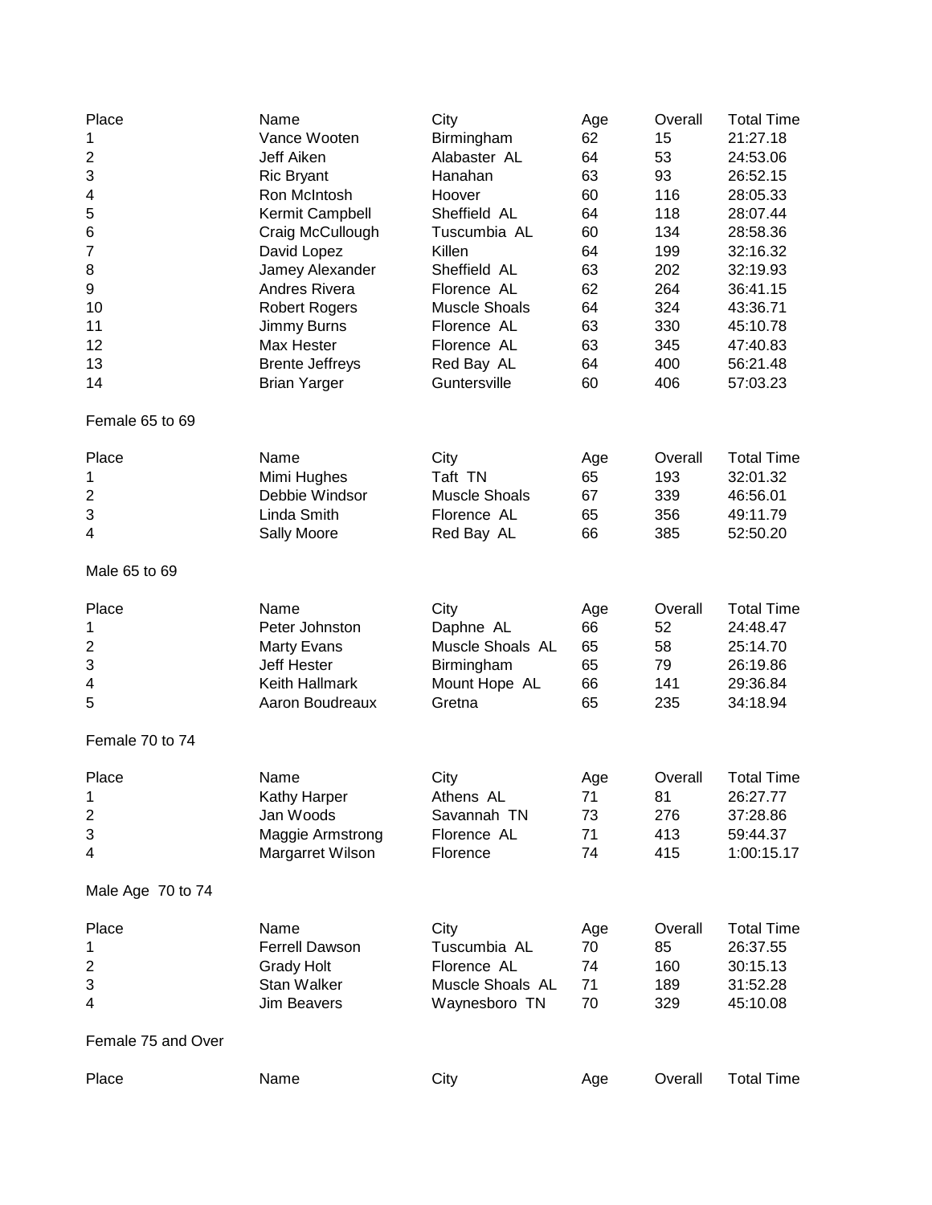| Place | Name | City | Age | Overall | Total Time |
|---|---|---|---|---|---|
| 1 | Vance Wooten | Birmingham | 62 | 15 | 21:27.18 |
| 2 | Jeff Aiken | Alabaster AL | 64 | 53 | 24:53.06 |
| 3 | Ric Bryant | Hanahan | 63 | 93 | 26:52.15 |
| 4 | Ron McIntosh | Hoover | 60 | 116 | 28:05.33 |
| 5 | Kermit Campbell | Sheffield AL | 64 | 118 | 28:07.44 |
| 6 | Craig McCullough | Tuscumbia AL | 60 | 134 | 28:58.36 |
| 7 | David Lopez | Killen | 64 | 199 | 32:16.32 |
| 8 | Jamey Alexander | Sheffield AL | 63 | 202 | 32:19.93 |
| 9 | Andres Rivera | Florence AL | 62 | 264 | 36:41.15 |
| 10 | Robert Rogers | Muscle Shoals | 64 | 324 | 43:36.71 |
| 11 | Jimmy Burns | Florence AL | 63 | 330 | 45:10.78 |
| 12 | Max Hester | Florence AL | 63 | 345 | 47:40.83 |
| 13 | Brente Jeffreys | Red Bay AL | 64 | 400 | 56:21.48 |
| 14 | Brian Yarger | Guntersville | 60 | 406 | 57:03.23 |

Female 65 to 69

| Place | Name | City | Age | Overall | Total Time |
|---|---|---|---|---|---|
| 1 | Mimi Hughes | Taft TN | 65 | 193 | 32:01.32 |
| 2 | Debbie Windsor | Muscle Shoals | 67 | 339 | 46:56.01 |
| 3 | Linda Smith | Florence AL | 65 | 356 | 49:11.79 |
| 4 | Sally Moore | Red Bay AL | 66 | 385 | 52:50.20 |

Male 65 to 69

| Place | Name | City | Age | Overall | Total Time |
|---|---|---|---|---|---|
| 1 | Peter Johnston | Daphne AL | 66 | 52 | 24:48.47 |
| 2 | Marty Evans | Muscle Shoals AL | 65 | 58 | 25:14.70 |
| 3 | Jeff Hester | Birmingham | 65 | 79 | 26:19.86 |
| 4 | Keith Hallmark | Mount Hope AL | 66 | 141 | 29:36.84 |
| 5 | Aaron Boudreaux | Gretna | 65 | 235 | 34:18.94 |

Female 70 to 74

| Place | Name | City | Age | Overall | Total Time |
|---|---|---|---|---|---|
| 1 | Kathy Harper | Athens AL | 71 | 81 | 26:27.77 |
| 2 | Jan Woods | Savannah TN | 73 | 276 | 37:28.86 |
| 3 | Maggie Armstrong | Florence AL | 71 | 413 | 59:44.37 |
| 4 | Margarret Wilson | Florence | 74 | 415 | 1:00:15.17 |

Male Age 70 to 74

| Place | Name | City | Age | Overall | Total Time |
|---|---|---|---|---|---|
| 1 | Ferrell Dawson | Tuscumbia AL | 70 | 85 | 26:37.55 |
| 2 | Grady Holt | Florence AL | 74 | 160 | 30:15.13 |
| 3 | Stan Walker | Muscle Shoals AL | 71 | 189 | 31:52.28 |
| 4 | Jim Beavers | Waynesboro TN | 70 | 329 | 45:10.08 |

Female 75 and Over

| Place | Name | City | Age | Overall | Total Time |
|---|---|---|---|---|---|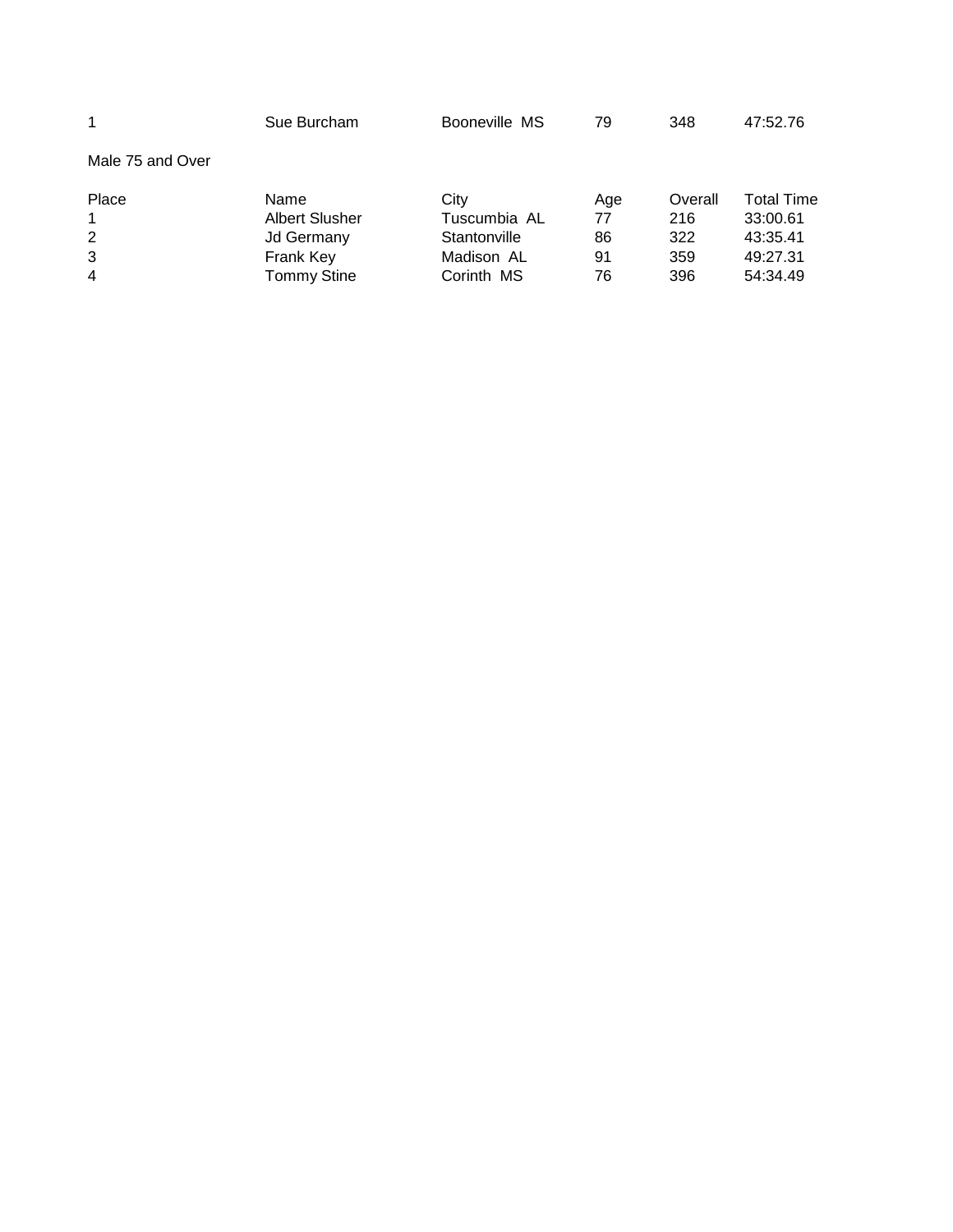| | | | | | |
|---|---|---|---|---|---|
| 1 | Sue Burcham | Booneville MS | 79 | 348 | 47:52.76 |

Male 75 and Over

| Place | Name | City | Age | Overall | Total Time |
|---|---|---|---|---|---|
| 1 | Albert Slusher | Tuscumbia AL | 77 | 216 | 33:00.61 |
| 2 | Jd Germany | Stantonville | 86 | 322 | 43:35.41 |
| 3 | Frank Key | Madison AL | 91 | 359 | 49:27.31 |
| 4 | Tommy Stine | Corinth MS | 76 | 396 | 54:34.49 |